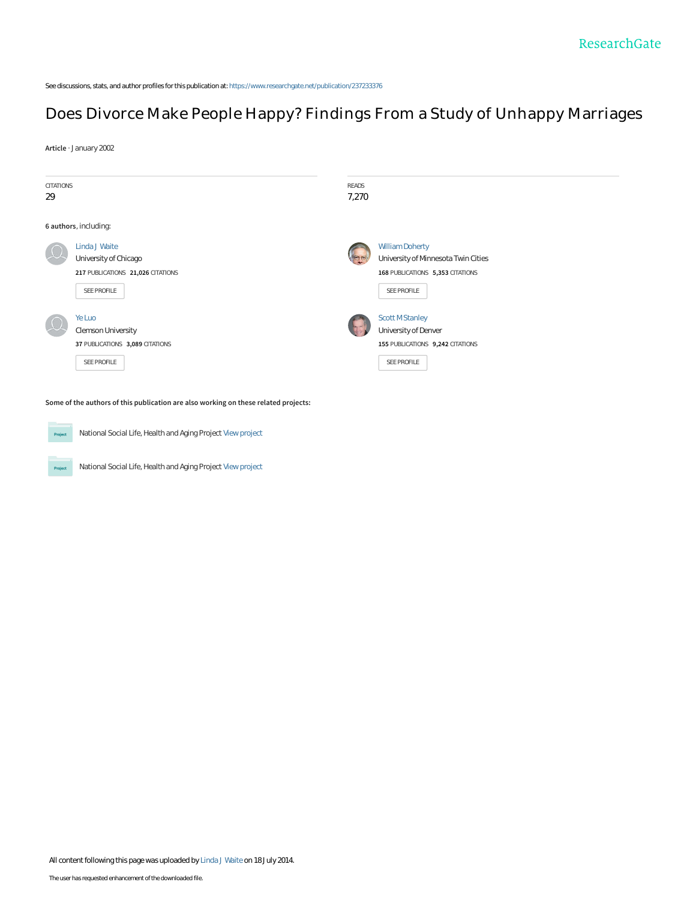ResearchGate

See discussions, stats, and author profiles for this publication at: https://www.researchgate.net/publication/237233376

# Does Divorce Make People Happy? Findings From a Study of Unhappy Marriages

**Article** · January 2002

| CITATIONS | READS |
| --- | --- |
| 29 | 7,270 |

**6 authors**, including:

**Linda J Waite**
University of Chicago
**217** PUBLICATIONS **21,026** CITATIONS
SEE PROFILE

**William Doherty**
University of Minnesota Twin Cities
**168** PUBLICATIONS **5,353** CITATIONS
SEE PROFILE

**Ye Luo**
Clemson University
**37** PUBLICATIONS **3,089** CITATIONS
SEE PROFILE

**Scott M Stanley**
University of Denver
**155** PUBLICATIONS **9,242** CITATIONS
SEE PROFILE

**Some of the authors of this publication are also working on these related projects:**

Project: National Social Life, Health and Aging Project View project

Project: National Social Life, Health and Aging Project View project

All content following this page was uploaded by Linda J Waite on 18 July 2014.

The user has requested enhancement of the downloaded file.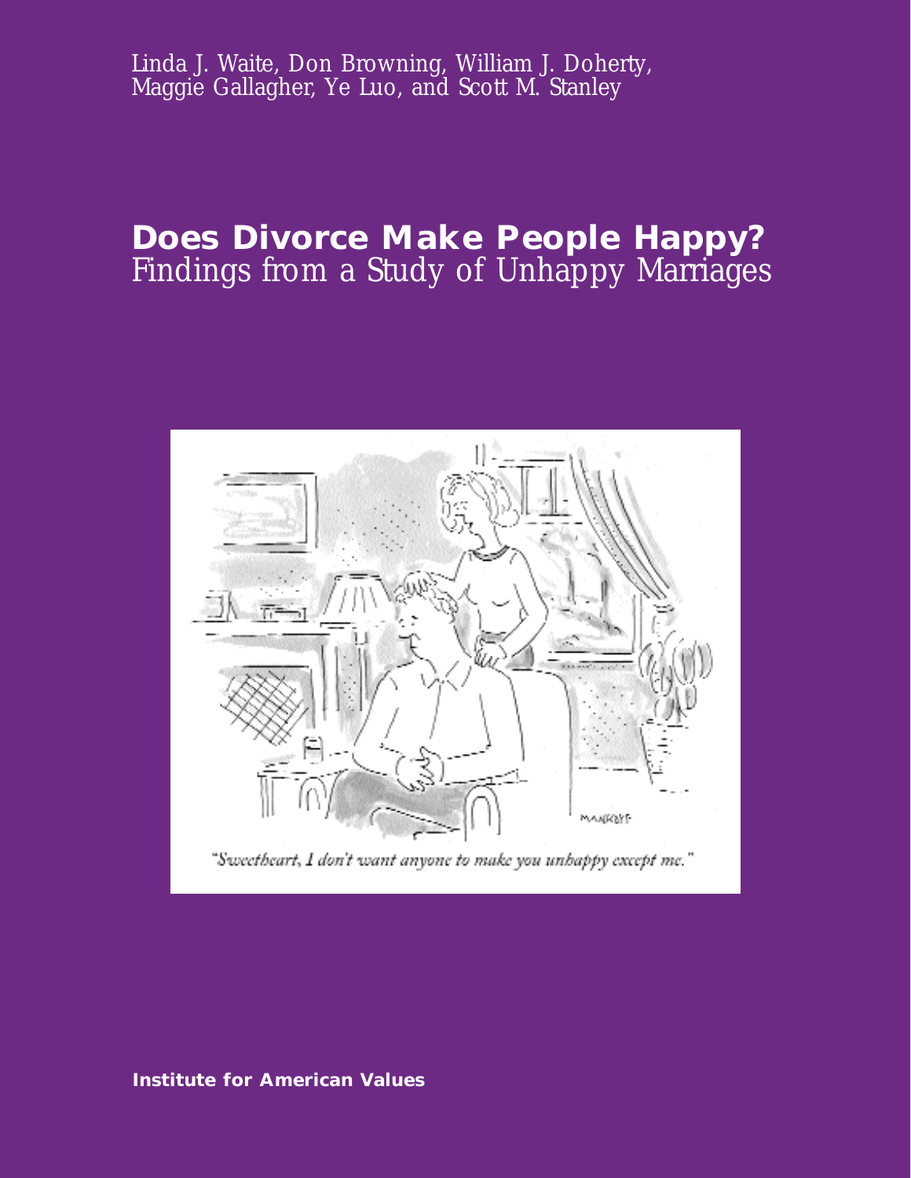Linda J. Waite, Don Browning, William J. Doherty, Maggie Gallagher, Ye Luo, and Scott M. Stanley

# Does Divorce Make People Happy?

## Findings from a Study of Unhappy Marriages

"Sweetheart, I don't want anyone to make you unhappy except me."

**Institute for American Values**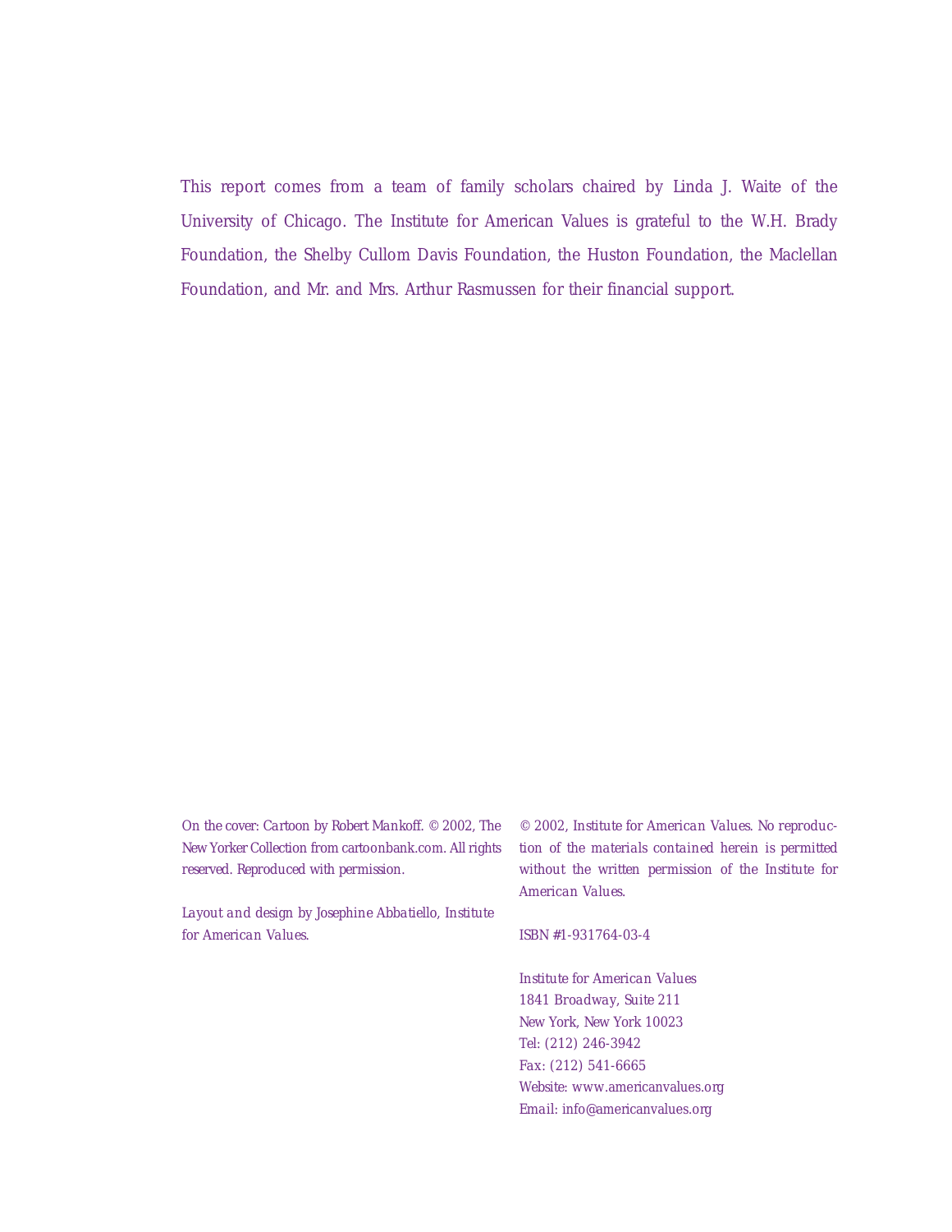This report comes from a team of family scholars chaired by Linda J. Waite of the University of Chicago. The Institute for American Values is grateful to the W.H. Brady Foundation, the Shelby Cullom Davis Foundation, the Huston Foundation, the Maclellan Foundation, and Mr. and Mrs. Arthur Rasmussen for their financial support.

*On the cover: Cartoon by Robert Mankoff. © 2002, The New Yorker Collection from cartoonbank.com. All rights reserved. Reproduced with permission.*

*Layout and design by Josephine Abbatiello, Institute for American Values.*

*© 2002, Institute for American Values. No reproduction of the materials contained herein is permitted without the written permission of the Institute for American Values.*

*ISBN #1-931764-03-4*

*Institute for American Values*
*1841 Broadway, Suite 211*
*New York, New York 10023*
*Tel: (212) 246-3942*
*Fax: (212) 541-6665*
*Website: www.americanvalues.org*
*Email: info@americanvalues.org*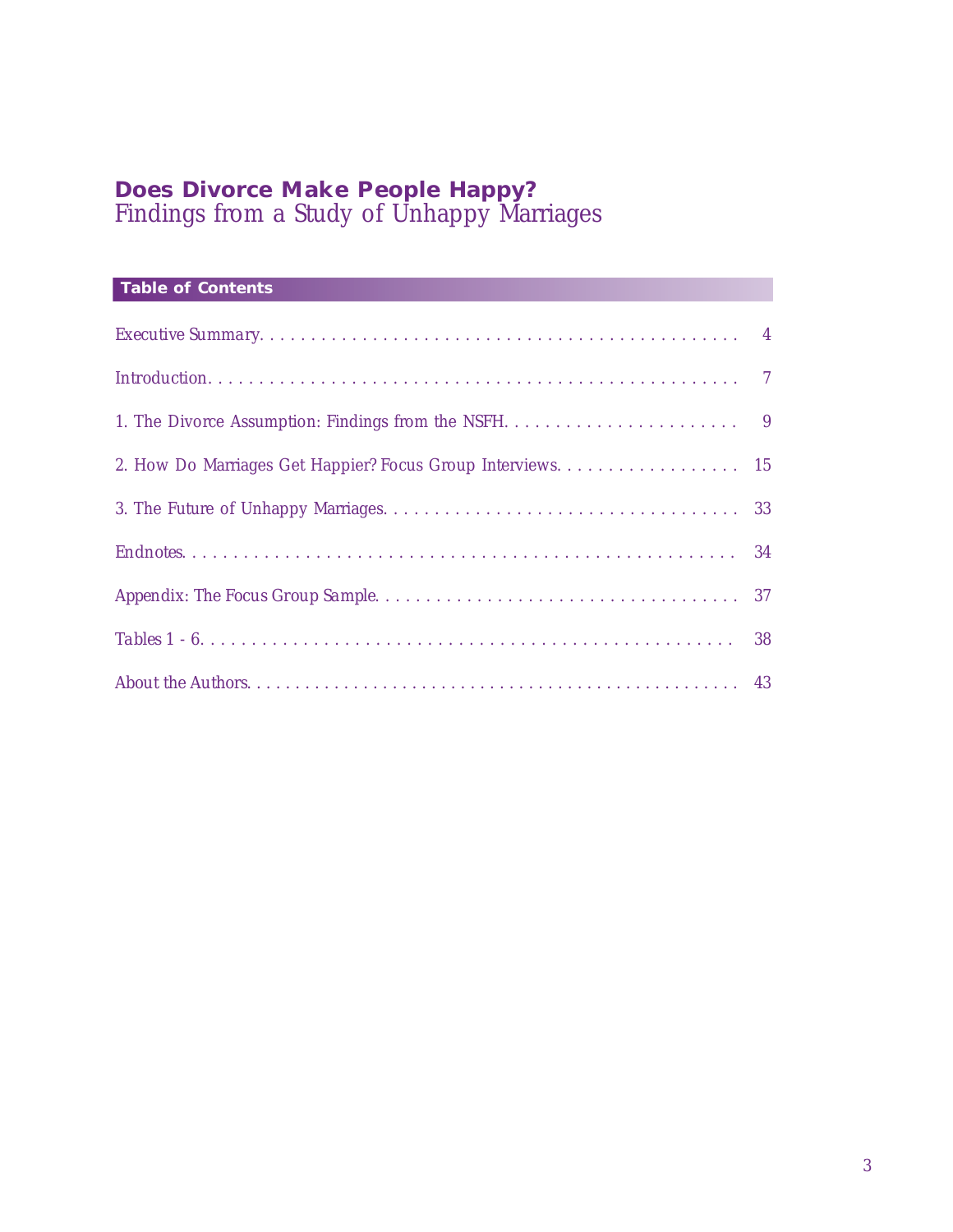# **Does Divorce Make People Happy?**

## Findings from a Study of Unhappy Marriages

### **Table of Contents**

Executive Summary . . . . . . . . . . . . . . . . . . . . . . . . . . . . . . . . . . . . . . . . . . . . . . . . 4

Introduction . . . . . . . . . . . . . . . . . . . . . . . . . . . . . . . . . . . . . . . . . . . . . . . . . . . 7

1. The Divorce Assumption: Findings from the NSFH . . . . . . . . . . . . . . . . . . . . . . . 9

2. How Do Marriages Get Happier? Focus Group Interviews . . . . . . . . . . . . . . . . . . 15

3. The Future of Unhappy Marriages . . . . . . . . . . . . . . . . . . . . . . . . . . . . . . . . . . 33

Endnotes . . . . . . . . . . . . . . . . . . . . . . . . . . . . . . . . . . . . . . . . . . . . . . . . . . . . . 34

Appendix: The Focus Group Sample . . . . . . . . . . . . . . . . . . . . . . . . . . . . . . . . . . . 37

Tables 1 - 6 . . . . . . . . . . . . . . . . . . . . . . . . . . . . . . . . . . . . . . . . . . . . . . . . . . . . 38

About the Authors . . . . . . . . . . . . . . . . . . . . . . . . . . . . . . . . . . . . . . . . . . . . . . . . 43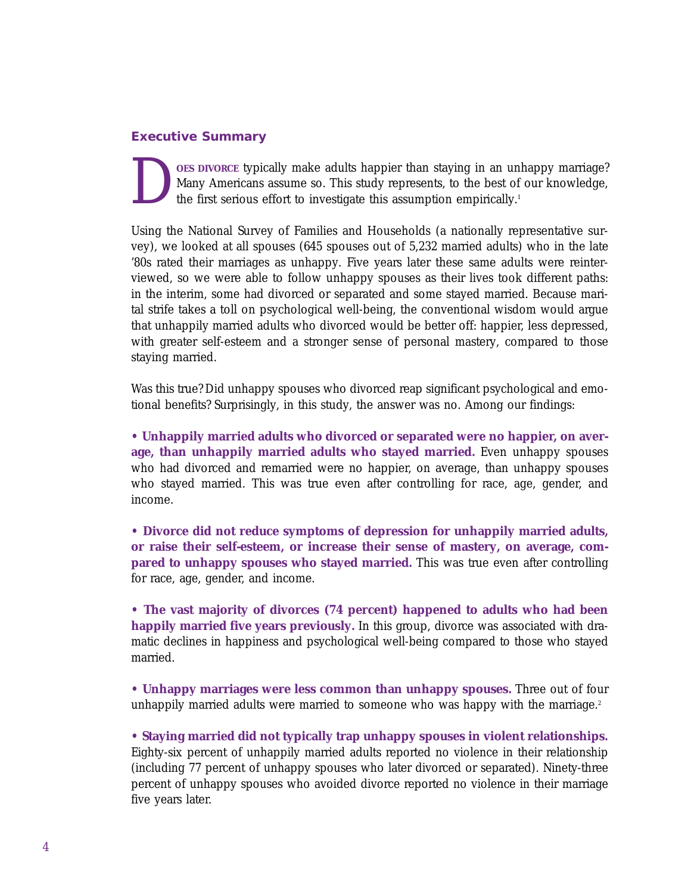## Executive Summary

**DOES DIVORCE** typically make adults happier than staying in an unhappy marriage? Many Americans assume so. This study represents, to the best of our knowledge, the first serious effort to investigate this assumption empirically.[1]

Using the National Survey of Families and Households (a nationally representative survey), we looked at all spouses (645 spouses out of 5,232 married adults) who in the late '80s rated their marriages as unhappy. Five years later these same adults were reinterviewed, so we were able to follow unhappy spouses as their lives took different paths: in the interim, some had divorced or separated and some stayed married. Because marital strife takes a toll on psychological well-being, the conventional wisdom would argue that unhappily married adults who divorced would be better off: happier, less depressed, with greater self-esteem and a stronger sense of personal mastery, compared to those staying married.

Was this true? Did unhappy spouses who divorced reap significant psychological and emotional benefits? Surprisingly, in this study, the answer was no. Among our findings:

- **Unhappily married adults who divorced or separated were no happier, on average, than unhappily married adults who stayed married.** Even unhappy spouses who had divorced and remarried were no happier, on average, than unhappy spouses who stayed married. This was true even after controlling for race, age, gender, and income.

- **Divorce did not reduce symptoms of depression for unhappily married adults, or raise their self-esteem, or increase their sense of mastery, on average, compared to unhappy spouses who stayed married.** This was true even after controlling for race, age, gender, and income.

- **The vast majority of divorces (74 percent) happened to adults who had been happily married five years previously.** In this group, divorce was associated with dramatic declines in happiness and psychological well-being compared to those who stayed married.

- **Unhappy marriages were less common than unhappy spouses.** Three out of four unhappily married adults were married to someone who was happy with the marriage.[2]

- **Staying married did not typically trap unhappy spouses in violent relationships.** Eighty-six percent of unhappily married adults reported no violence in their relationship (including 77 percent of unhappy spouses who later divorced or separated). Ninety-three percent of unhappy spouses who avoided divorce reported no violence in their marriage five years later.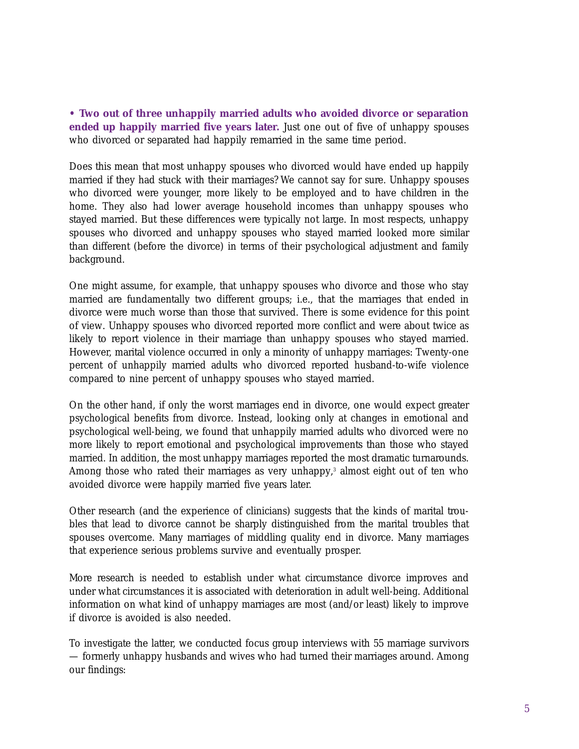- **Two out of three unhappily married adults who avoided divorce or separation ended up happily married five years later.** Just one out of five of unhappy spouses who divorced or separated had happily remarried in the same time period.

Does this mean that most unhappy spouses who divorced would have ended up happily married if they had stuck with their marriages? We cannot say for sure. Unhappy spouses who divorced were younger, more likely to be employed and to have children in the home. They also had lower average household incomes than unhappy spouses who stayed married. But these differences were typically not large. In most respects, unhappy spouses who divorced and unhappy spouses who stayed married looked more similar than different (before the divorce) in terms of their psychological adjustment and family background.

One might assume, for example, that unhappy spouses who divorce and those who stay married are fundamentally two different groups; i.e., that the marriages that ended in divorce were much worse than those that survived. There is some evidence for this point of view. Unhappy spouses who divorced reported more conflict and were about twice as likely to report violence in their marriage than unhappy spouses who stayed married. However, marital violence occurred in only a minority of unhappy marriages: Twenty-one percent of unhappily married adults who divorced reported husband-to-wife violence compared to nine percent of unhappy spouses who stayed married.

On the other hand, if only the worst marriages end in divorce, one would expect greater psychological benefits from divorce. Instead, looking only at changes in emotional and psychological well-being, we found that unhappily married adults who divorced were no more likely to report emotional and psychological improvements than those who stayed married. In addition, the most unhappy marriages reported the most dramatic turnarounds. Among those who rated their marriages as very unhappy,[3] almost eight out of ten who avoided divorce were happily married five years later.

Other research (and the experience of clinicians) suggests that the kinds of marital troubles that lead to divorce cannot be sharply distinguished from the marital troubles that spouses overcome. Many marriages of middling quality end in divorce. Many marriages that experience serious problems survive and eventually prosper.

More research is needed to establish under what circumstance divorce improves and under what circumstances it is associated with deterioration in adult well-being. Additional information on what kind of unhappy marriages are most (and/or least) likely to improve if divorce is avoided is also needed.

To investigate the latter, we conducted focus group interviews with 55 marriage survivors — formerly unhappy husbands and wives who had turned their marriages around. Among our findings: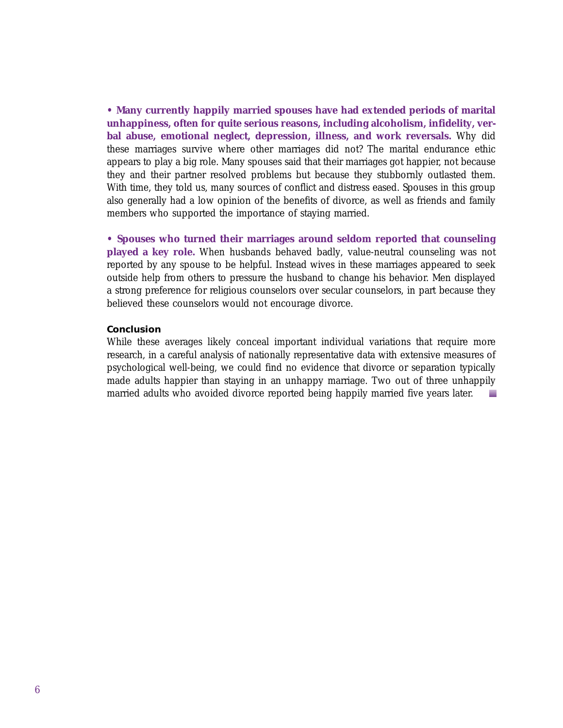• **Many currently happily married spouses have had extended periods of marital unhappiness, often for quite serious reasons, including alcoholism, infidelity, verbal abuse, emotional neglect, depression, illness, and work reversals.** Why did these marriages survive where other marriages did not? The marital endurance ethic appears to play a big role. Many spouses said that their marriages got happier, not because they and their partner resolved problems but because they stubbornly outlasted them. With time, they told us, many sources of conflict and distress eased. Spouses in this group also generally had a low opinion of the benefits of divorce, as well as friends and family members who supported the importance of staying married.

• **Spouses who turned their marriages around seldom reported that counseling played a key role.** When husbands behaved badly, value-neutral counseling was not reported by any spouse to be helpful. Instead wives in these marriages appeared to seek outside help from others to pressure the husband to change his behavior. Men displayed a strong preference for religious counselors over secular counselors, in part because they believed these counselors would not encourage divorce.

### Conclusion

While these averages likely conceal important individual variations that require more research, in a careful analysis of nationally representative data with extensive measures of psychological well-being, we could find no evidence that divorce or separation typically made adults happier than staying in an unhappy marriage. Two out of three unhappily married adults who avoided divorce reported being happily married five years later.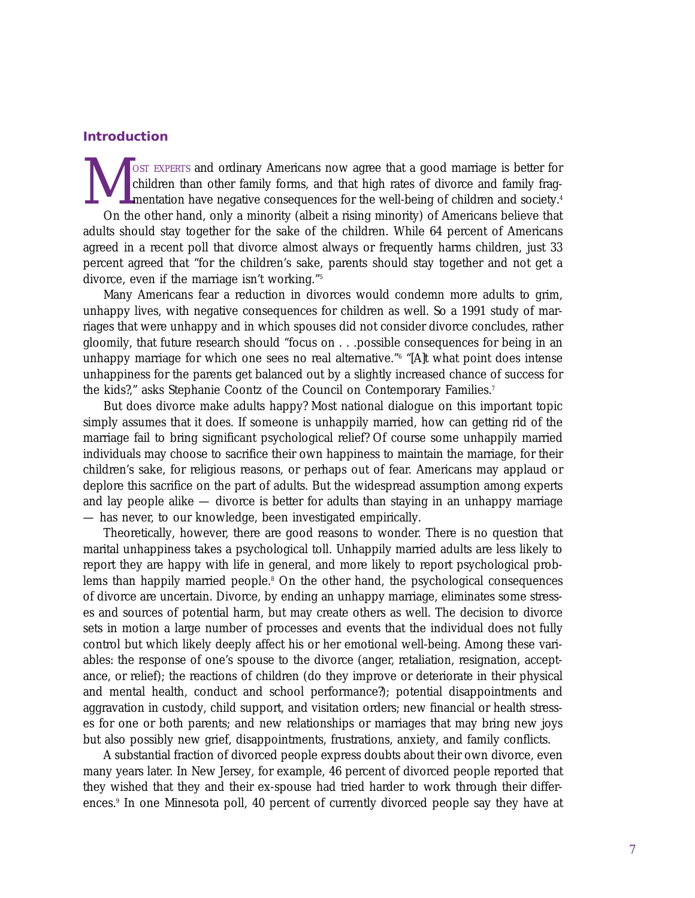## Introduction

MOST EXPERTS and ordinary Americans now agree that a good marriage is better for children than other family forms, and that high rates of divorce and family fragmentation have negative consequences for the well-being of children and society.[4]

On the other hand, only a minority (albeit a rising minority) of Americans believe that adults should stay together for the sake of the children. While 64 percent of Americans agreed in a recent poll that divorce almost always or frequently harms children, just 33 percent agreed that "for the children's sake, parents should stay together and not get a divorce, even if the marriage isn't working."[5]

Many Americans fear a reduction in divorces would condemn more adults to grim, unhappy lives, with negative consequences for children as well. So a 1991 study of marriages that were unhappy and in which spouses did not consider divorce concludes, rather gloomily, that future research should "focus on . . .possible consequences for being in an unhappy marriage for which one sees no real alternative."[6] "[A]t what point does intense unhappiness for the parents get balanced out by a slightly increased chance of success for the kids?," asks Stephanie Coontz of the Council on Contemporary Families.[7]

But does divorce make adults happy? Most national dialogue on this important topic simply assumes that it does. If someone is unhappily married, how can getting rid of the marriage fail to bring significant psychological relief? Of course some unhappily married individuals may choose to sacrifice their own happiness to maintain the marriage, for their children's sake, for religious reasons, or perhaps out of fear. Americans may applaud or deplore this sacrifice on the part of adults. But the widespread assumption among experts and lay people alike — divorce is better for adults than staying in an unhappy marriage — has never, to our knowledge, been investigated empirically.

Theoretically, however, there are good reasons to wonder. There is no question that marital unhappiness takes a psychological toll. Unhappily married adults are less likely to report they are happy with life in general, and more likely to report psychological problems than happily married people.[8] On the other hand, the psychological consequences of divorce are uncertain. Divorce, by ending an unhappy marriage, eliminates some stresses and sources of potential harm, but may create others as well. The decision to divorce sets in motion a large number of processes and events that the individual does not fully control but which likely deeply affect his or her emotional well-being. Among these variables: the response of one's spouse to the divorce (anger, retaliation, resignation, acceptance, or relief); the reactions of children (do they improve or deteriorate in their physical and mental health, conduct and school performance?); potential disappointments and aggravation in custody, child support, and visitation orders; new financial or health stresses for one or both parents; and new relationships or marriages that may bring new joys but also possibly new grief, disappointments, frustrations, anxiety, and family conflicts.

A substantial fraction of divorced people express doubts about their own divorce, even many years later. In New Jersey, for example, 46 percent of divorced people reported that they wished that they and their ex-spouse had tried harder to work through their differences.[9] In one Minnesota poll, 40 percent of currently divorced people say they have at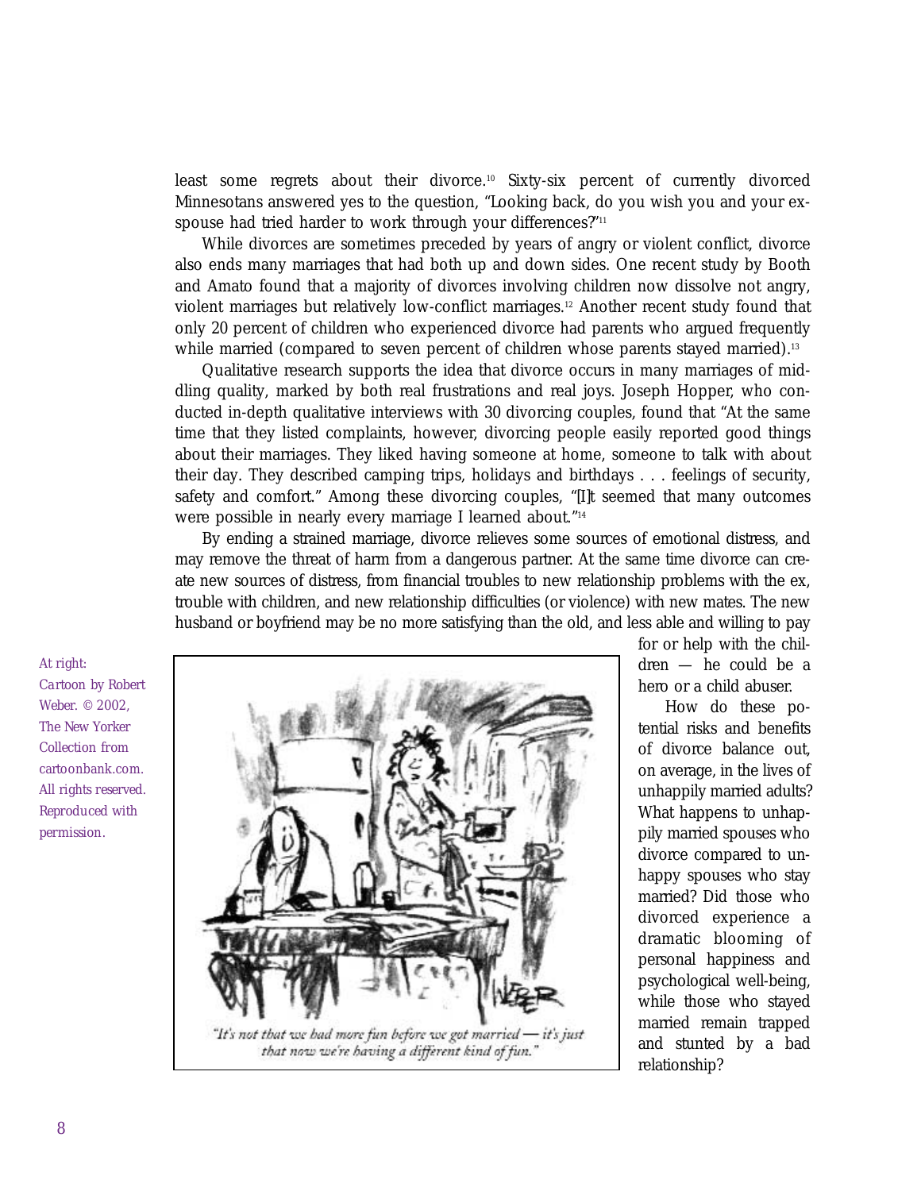least some regrets about their divorce.[10] Sixty-six percent of currently divorced Minnesotans answered yes to the question, "Looking back, do you wish you and your ex-spouse had tried harder to work through your differences?"[11]

While divorces are sometimes preceded by years of angry or violent conflict, divorce also ends many marriages that had both up and down sides. One recent study by Booth and Amato found that a majority of divorces involving children now dissolve not angry, violent marriages but relatively low-conflict marriages.[12] Another recent study found that only 20 percent of children who experienced divorce had parents who argued frequently while married (compared to seven percent of children whose parents stayed married).[13]

Qualitative research supports the idea that divorce occurs in many marriages of middling quality, marked by both real frustrations and real joys. Joseph Hopper, who conducted in-depth qualitative interviews with 30 divorcing couples, found that "At the same time that they listed complaints, however, divorcing people easily reported good things about their marriages. They liked having someone at home, someone to talk with about their day. They described camping trips, holidays and birthdays . . . feelings of security, safety and comfort." Among these divorcing couples, "[I]t seemed that many outcomes were possible in nearly every marriage I learned about."[14]

By ending a strained marriage, divorce relieves some sources of emotional distress, and may remove the threat of harm from a dangerous partner. At the same time divorce can create new sources of distress, from financial troubles to new relationship problems with the ex, trouble with children, and new relationship difficulties (or violence) with new mates. The new husband or boyfriend may be no more satisfying than the old, and less able and willing to pay for or help with the children — he could be a hero or a child abuser.

How do these potential risks and benefits of divorce balance out, on average, in the lives of unhappily married adults? What happens to unhappily married spouses who divorce compared to unhappy spouses who stay married? Did those who divorced experience a dramatic blooming of personal happiness and psychological well-being, while those who stayed married remain trapped and stunted by a bad relationship?

*At right: Cartoon by Robert Weber. © 2002, The New Yorker Collection from cartoonbank.com. All rights reserved. Reproduced with permission.*

"It's not that we had more fun before we got married — it's just that now we're having a different kind of fun."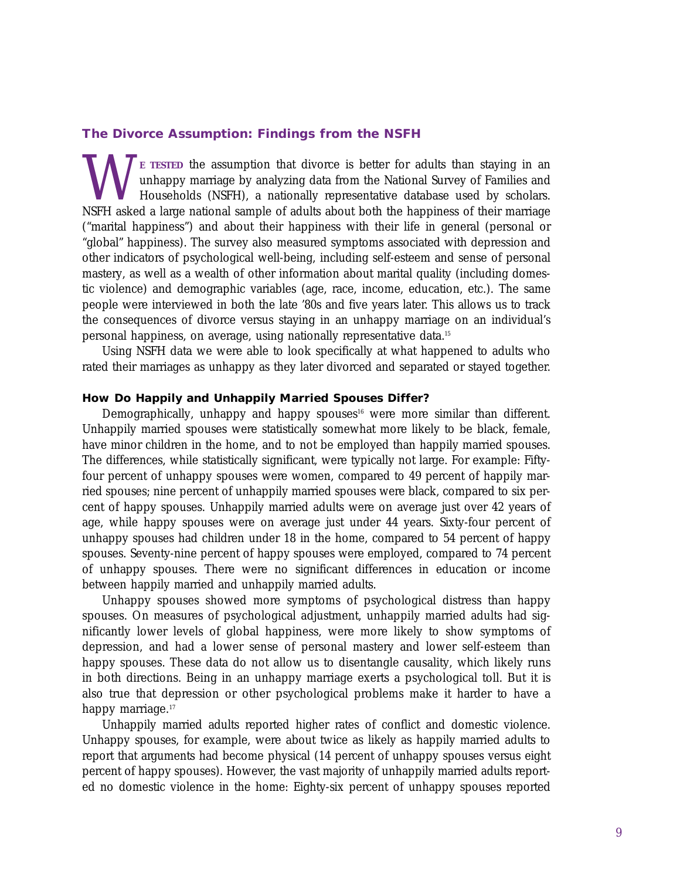## The Divorce Assumption: Findings from the NSFH

We TESTED the assumption that divorce is better for adults than staying in an unhappy marriage by analyzing data from the National Survey of Families and Households (NSFH), a nationally representative database used by scholars. NSFH asked a large national sample of adults about both the happiness of their marriage ("marital happiness") and about their happiness with their life in general (personal or "global" happiness). The survey also measured symptoms associated with depression and other indicators of psychological well-being, including self-esteem and sense of personal mastery, as well as a wealth of other information about marital quality (including domestic violence) and demographic variables (age, race, income, education, etc.). The same people were interviewed in both the late '80s and five years later. This allows us to track the consequences of divorce versus staying in an unhappy marriage on an individual's personal happiness, on average, using nationally representative data.[15]

Using NSFH data we were able to look specifically at what happened to adults who rated their marriages as unhappy as they later divorced and separated or stayed together.

### How Do Happily and Unhappily Married Spouses Differ?

Demographically, unhappy and happy spouses[16] were more similar than different. Unhappily married spouses were statistically somewhat more likely to be black, female, have minor children in the home, and to not be employed than happily married spouses. The differences, while statistically significant, were typically not large. For example: Fifty-four percent of unhappy spouses were women, compared to 49 percent of happily married spouses; nine percent of unhappily married spouses were black, compared to six percent of happy spouses. Unhappily married adults were on average just over 42 years of age, while happy spouses were on average just under 44 years. Sixty-four percent of unhappy spouses had children under 18 in the home, compared to 54 percent of happy spouses. Seventy-nine percent of happy spouses were employed, compared to 74 percent of unhappy spouses. There were no significant differences in education or income between happily married and unhappily married adults.

Unhappy spouses showed more symptoms of psychological distress than happy spouses. On measures of psychological adjustment, unhappily married adults had significantly lower levels of global happiness, were more likely to show symptoms of depression, and had a lower sense of personal mastery and lower self-esteem than happy spouses. These data do not allow us to disentangle causality, which likely runs in both directions. Being in an unhappy marriage exerts a psychological toll. But it is also true that depression or other psychological problems make it harder to have a happy marriage.[17]

Unhappily married adults reported higher rates of conflict and domestic violence. Unhappy spouses, for example, were about twice as likely as happily married adults to report that arguments had become physical (14 percent of unhappy spouses versus eight percent of happy spouses). However, the vast majority of unhappily married adults reported no domestic violence in the home: Eighty-six percent of unhappy spouses reported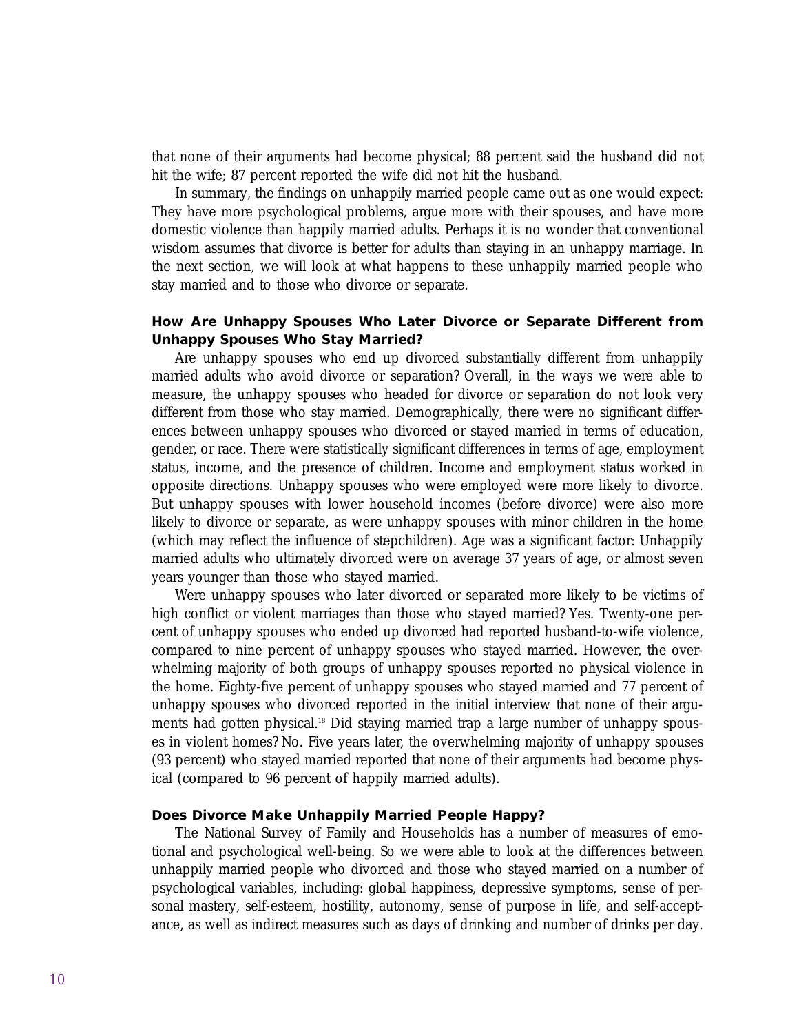that none of their arguments had become physical; 88 percent said the husband did not hit the wife; 87 percent reported the wife did not hit the husband.

In summary, the findings on unhappily married people came out as one would expect: They have more psychological problems, argue more with their spouses, and have more domestic violence than happily married adults. Perhaps it is no wonder that conventional wisdom assumes that divorce is better for adults than staying in an unhappy marriage. In the next section, we will look at what happens to these unhappily married people who stay married and to those who divorce or separate.

### How Are Unhappy Spouses Who Later Divorce or Separate Different from Unhappy Spouses Who Stay Married?

Are unhappy spouses who end up divorced substantially different from unhappily married adults who avoid divorce or separation? Overall, in the ways we were able to measure, the unhappy spouses who headed for divorce or separation do not look very different from those who stay married. Demographically, there were no significant differences between unhappy spouses who divorced or stayed married in terms of education, gender, or race. There were statistically significant differences in terms of age, employment status, income, and the presence of children. Income and employment status worked in opposite directions. Unhappy spouses who were employed were more likely to divorce. But unhappy spouses with lower household incomes (before divorce) were also more likely to divorce or separate, as were unhappy spouses with minor children in the home (which may reflect the influence of stepchildren). Age was a significant factor: Unhappily married adults who ultimately divorced were on average 37 years of age, or almost seven years younger than those who stayed married.

Were unhappy spouses who later divorced or separated more likely to be victims of high conflict or violent marriages than those who stayed married? Yes. Twenty-one percent of unhappy spouses who ended up divorced had reported husband-to-wife violence, compared to nine percent of unhappy spouses who stayed married. However, the overwhelming majority of both groups of unhappy spouses reported no physical violence in the home. Eighty-five percent of unhappy spouses who stayed married and 77 percent of unhappy spouses who divorced reported in the initial interview that none of their arguments had gotten physical.[18] Did staying married trap a large number of unhappy spouses in violent homes? No. Five years later, the overwhelming majority of unhappy spouses (93 percent) who stayed married reported that none of their arguments had become physical (compared to 96 percent of happily married adults).

### Does Divorce Make Unhappily Married People Happy?

The National Survey of Family and Households has a number of measures of emotional and psychological well-being. So we were able to look at the differences between unhappily married people who divorced and those who stayed married on a number of psychological variables, including: global happiness, depressive symptoms, sense of personal mastery, self-esteem, hostility, autonomy, sense of purpose in life, and self-acceptance, as well as indirect measures such as days of drinking and number of drinks per day.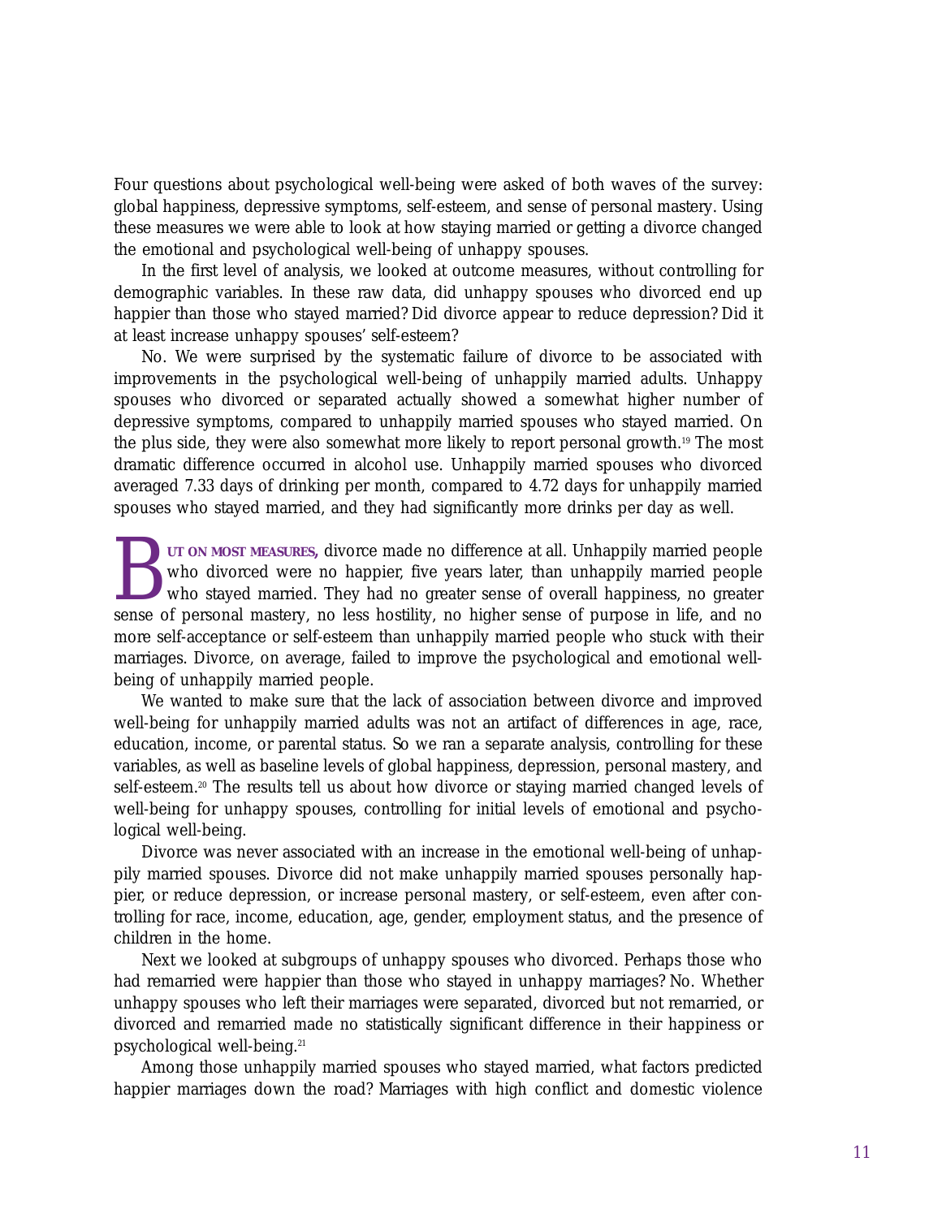Four questions about psychological well-being were asked of both waves of the survey: global happiness, depressive symptoms, self-esteem, and sense of personal mastery. Using these measures we were able to look at how staying married or getting a divorce changed the emotional and psychological well-being of unhappy spouses.

In the first level of analysis, we looked at outcome measures, without controlling for demographic variables. In these raw data, did unhappy spouses who divorced end up happier than those who stayed married? Did divorce appear to reduce depression? Did it at least increase unhappy spouses' self-esteem?

No. We were surprised by the systematic failure of divorce to be associated with improvements in the psychological well-being of unhappily married adults. Unhappy spouses who divorced or separated actually showed a somewhat higher number of depressive symptoms, compared to unhappily married spouses who stayed married. On the plus side, they were also somewhat more likely to report personal growth.[19] The most dramatic difference occurred in alcohol use. Unhappily married spouses who divorced averaged 7.33 days of drinking per month, compared to 4.72 days for unhappily married spouses who stayed married, and they had significantly more drinks per day as well.

**BUT ON MOST MEASURES,** divorce made no difference at all. Unhappily married people who divorced were no happier, five years later, than unhappily married people who stayed married. They had no greater sense of overall happiness, no greater sense of personal mastery, no less hostility, no higher sense of purpose in life, and no more self-acceptance or self-esteem than unhappily married people who stuck with their marriages. Divorce, on average, failed to improve the psychological and emotional well-being of unhappily married people.

We wanted to make sure that the lack of association between divorce and improved well-being for unhappily married adults was not an artifact of differences in age, race, education, income, or parental status. So we ran a separate analysis, controlling for these variables, as well as baseline levels of global happiness, depression, personal mastery, and self-esteem.[20] The results tell us about how divorce or staying married changed levels of well-being for unhappy spouses, controlling for initial levels of emotional and psychological well-being.

Divorce was never associated with an increase in the emotional well-being of unhappily married spouses. Divorce did not make unhappily married spouses personally happier, or reduce depression, or increase personal mastery, or self-esteem, even after controlling for race, income, education, age, gender, employment status, and the presence of children in the home.

Next we looked at subgroups of unhappy spouses who divorced. Perhaps those who had remarried were happier than those who stayed in unhappy marriages? No. Whether unhappy spouses who left their marriages were separated, divorced but not remarried, or divorced and remarried made no statistically significant difference in their happiness or psychological well-being.[21]

Among those unhappily married spouses who stayed married, what factors predicted happier marriages down the road? Marriages with high conflict and domestic violence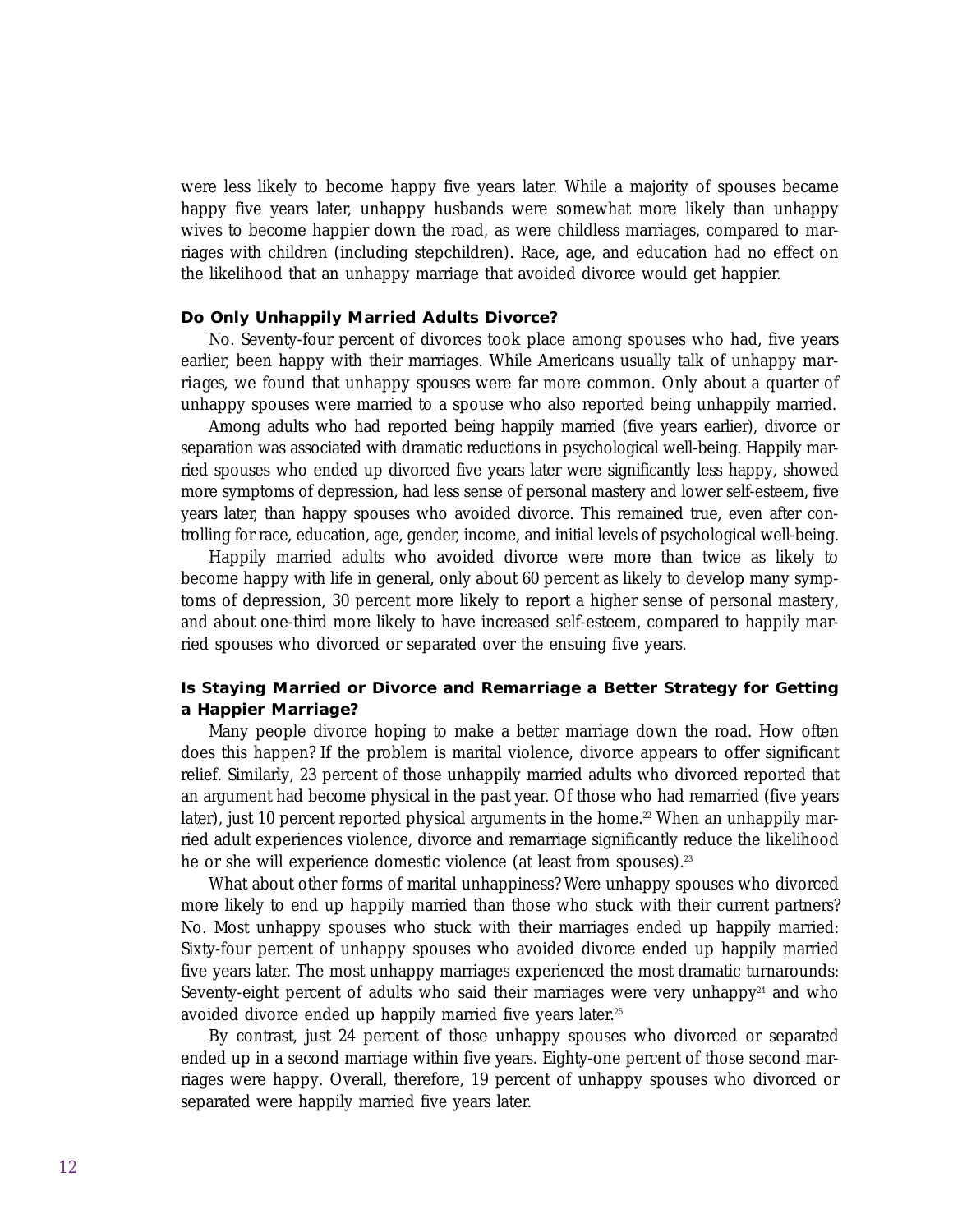were less likely to become happy five years later. While a majority of spouses became happy five years later, unhappy husbands were somewhat more likely than unhappy wives to become happier down the road, as were childless marriages, compared to marriages with children (including stepchildren). Race, age, and education had no effect on the likelihood that an unhappy marriage that avoided divorce would get happier.

### Do Only Unhappily Married Adults Divorce?

No. Seventy-four percent of divorces took place among spouses who had, five years earlier, been happy with their marriages. While Americans usually talk of unhappy *marriages*, we found that unhappy *spouses* were far more common. Only about a quarter of unhappy spouses were married to a spouse who also reported being unhappily married.

Among adults who had reported being happily married (five years earlier), divorce or separation was associated with dramatic reductions in psychological well-being. Happily married spouses who ended up divorced five years later were significantly less happy, showed more symptoms of depression, had less sense of personal mastery and lower self-esteem, five years later, than happy spouses who avoided divorce. This remained true, even after controlling for race, education, age, gender, income, and initial levels of psychological well-being.

Happily married adults who avoided divorce were more than twice as likely to become happy with life in general, only about 60 percent as likely to develop many symptoms of depression, 30 percent more likely to report a higher sense of personal mastery, and about one-third more likely to have increased self-esteem, compared to happily married spouses who divorced or separated over the ensuing five years.

### Is Staying Married or Divorce and Remarriage a Better Strategy for Getting a Happier Marriage?

Many people divorce hoping to make a better marriage down the road. How often does this happen? If the problem is marital violence, divorce appears to offer significant relief. Similarly, 23 percent of those unhappily married adults who divorced reported that an argument had become physical in the past year. Of those who had remarried (five years later), just 10 percent reported physical arguments in the home.[22] When an unhappily married adult experiences violence, divorce and remarriage significantly reduce the likelihood he or she will experience domestic violence (at least from spouses).[23]

What about other forms of marital unhappiness? Were unhappy spouses who divorced more likely to end up happily married than those who stuck with their current partners? No. Most unhappy spouses who stuck with their marriages ended up happily married: Sixty-four percent of unhappy spouses who avoided divorce ended up happily married five years later. The most unhappy marriages experienced the most dramatic turnarounds: Seventy-eight percent of adults who said their marriages were very unhappy[24] and who avoided divorce ended up happily married five years later.[25]

By contrast, just 24 percent of those unhappy spouses who divorced or separated ended up in a second marriage within five years. Eighty-one percent of those second marriages were happy. Overall, therefore, 19 percent of unhappy spouses who divorced or separated were happily married five years later.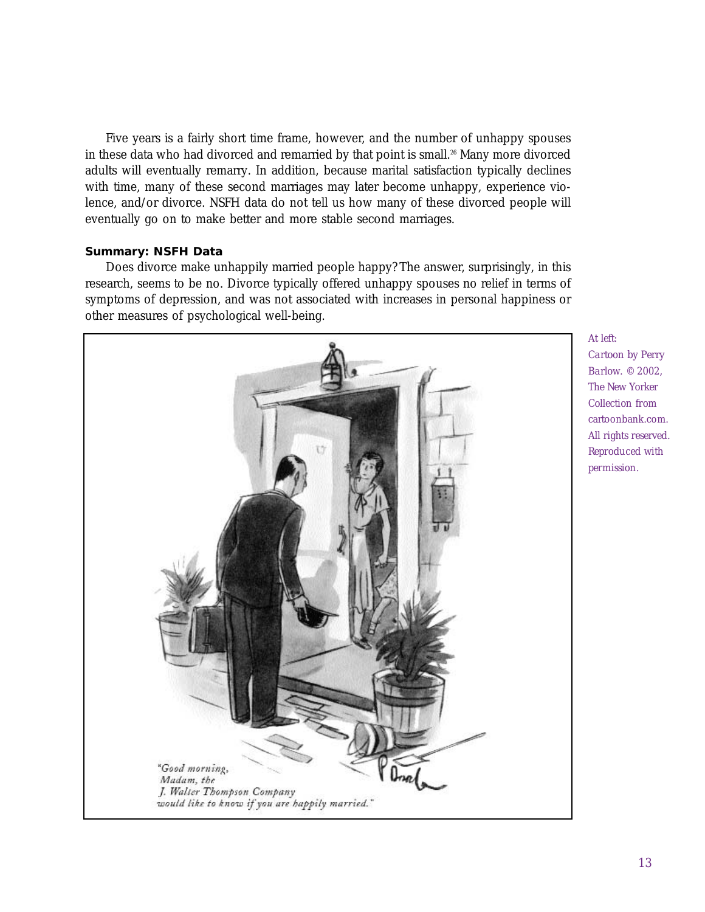Five years is a fairly short time frame, however, and the number of unhappy spouses in these data who had divorced and remarried by that point is small.[26] Many more divorced adults will eventually remarry. In addition, because marital satisfaction typically declines with time, many of these second marriages may later become unhappy, experience violence, and/or divorce. NSFH data do not tell us how many of these divorced people will eventually go on to make better and more stable second marriages.

**Summary: NSFH Data**

Does divorce make unhappily married people happy? The answer, surprisingly, in this research, seems to be no. Divorce typically offered unhappy spouses no relief in terms of symptoms of depression, and was not associated with increases in personal happiness or other measures of psychological well-being.

"Good morning, Madam, the J. Walter Thompson Company would like to know if you are happily married."

*At left: Cartoon by Perry Barlow. © 2002, The New Yorker Collection from cartoonbank.com. All rights reserved. Reproduced with permission.*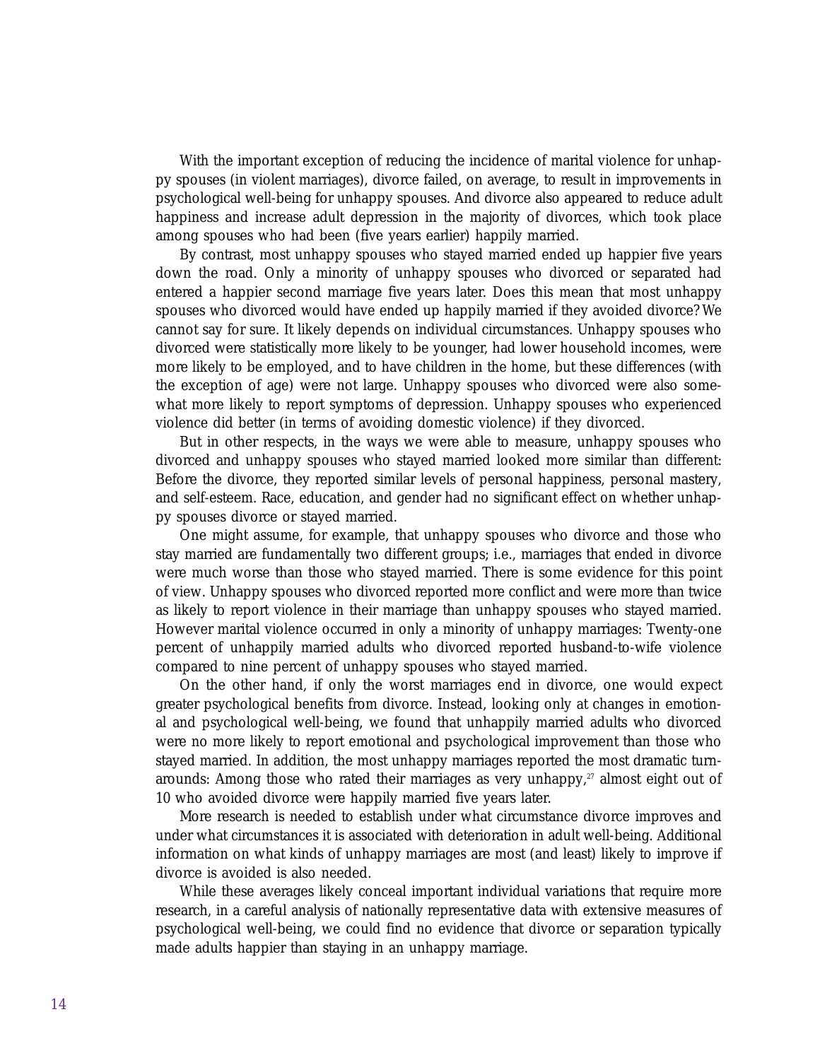With the important exception of reducing the incidence of marital violence for unhappy spouses (in violent marriages), divorce failed, on average, to result in improvements in psychological well-being for unhappy spouses. And divorce also appeared to reduce adult happiness and increase adult depression in the majority of divorces, which took place among spouses who had been (five years earlier) happily married.

By contrast, most unhappy spouses who stayed married ended up happier five years down the road. Only a minority of unhappy spouses who divorced or separated had entered a happier second marriage five years later. Does this mean that most unhappy spouses who divorced would have ended up happily married if they avoided divorce? We cannot say for sure. It likely depends on individual circumstances. Unhappy spouses who divorced were statistically more likely to be younger, had lower household incomes, were more likely to be employed, and to have children in the home, but these differences (with the exception of age) were not large. Unhappy spouses who divorced were also somewhat more likely to report symptoms of depression. Unhappy spouses who experienced violence did better (in terms of avoiding domestic violence) if they divorced.

But in other respects, in the ways we were able to measure, unhappy spouses who divorced and unhappy spouses who stayed married looked more similar than different: Before the divorce, they reported similar levels of personal happiness, personal mastery, and self-esteem. Race, education, and gender had no significant effect on whether unhappy spouses divorce or stayed married.

One might assume, for example, that unhappy spouses who divorce and those who stay married are fundamentally two different groups; i.e., marriages that ended in divorce were much worse than those who stayed married. There is some evidence for this point of view. Unhappy spouses who divorced reported more conflict and were more than twice as likely to report violence in their marriage than unhappy spouses who stayed married. However marital violence occurred in only a minority of unhappy marriages: Twenty-one percent of unhappily married adults who divorced reported husband-to-wife violence compared to nine percent of unhappy spouses who stayed married.

On the other hand, if only the worst marriages end in divorce, one would expect greater psychological benefits from divorce. Instead, looking only at changes in emotional and psychological well-being, we found that unhappily married adults who divorced were no more likely to report emotional and psychological improvement than those who stayed married. In addition, the most unhappy marriages reported the most dramatic turnarounds: Among those who rated their marriages as very unhappy,[27] almost eight out of 10 who avoided divorce were happily married five years later.

More research is needed to establish under what circumstance divorce improves and under what circumstances it is associated with deterioration in adult well-being. Additional information on what kinds of unhappy marriages are most (and least) likely to improve if divorce is avoided is also needed.

While these averages likely conceal important individual variations that require more research, in a careful analysis of nationally representative data with extensive measures of psychological well-being, we could find no evidence that divorce or separation typically made adults happier than staying in an unhappy marriage.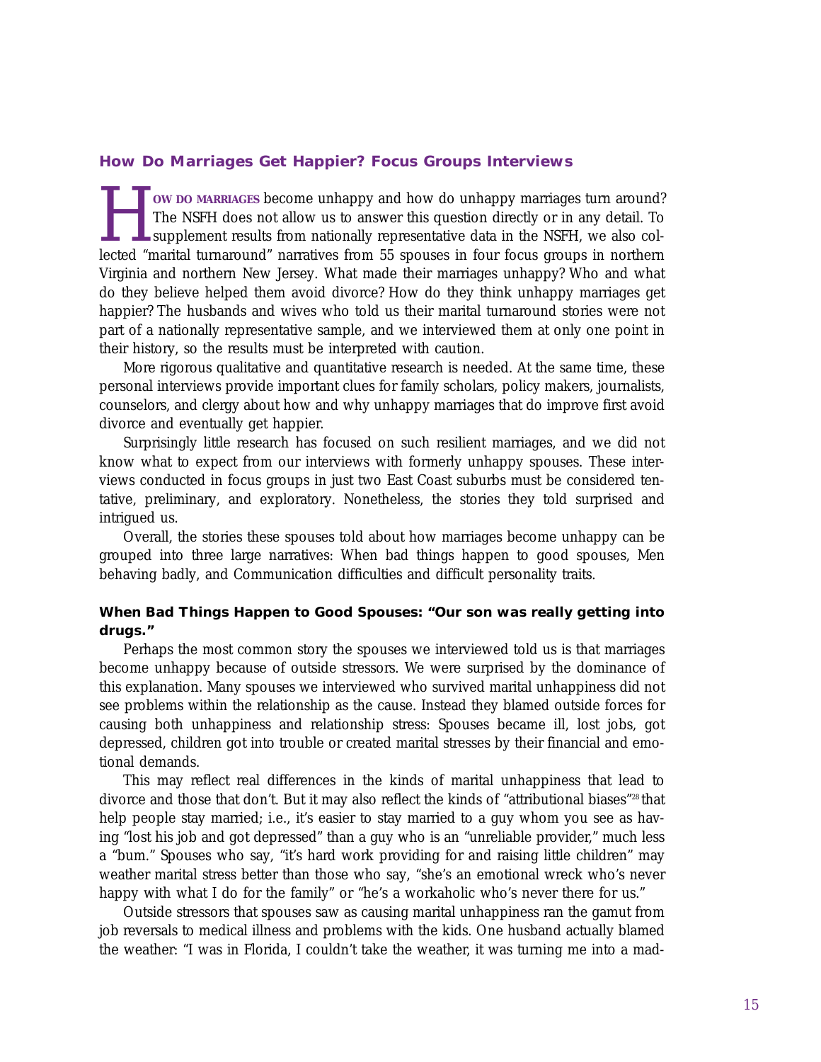## How Do Marriages Get Happier? Focus Groups Interviews

HOW DO MARRIAGES become unhappy and how do unhappy marriages turn around? The NSFH does not allow us to answer this question directly or in any detail. To supplement results from nationally representative data in the NSFH, we also collected "marital turnaround" narratives from 55 spouses in four focus groups in northern Virginia and northern New Jersey. What made their marriages unhappy? Who and what do they believe helped them avoid divorce? How do they think unhappy marriages get happier? The husbands and wives who told us their marital turnaround stories were not part of a nationally representative sample, and we interviewed them at only one point in their history, so the results must be interpreted with caution.

More rigorous qualitative and quantitative research is needed. At the same time, these personal interviews provide important clues for family scholars, policy makers, journalists, counselors, and clergy about how and why unhappy marriages that do improve first avoid divorce and eventually get happier.

Surprisingly little research has focused on such resilient marriages, and we did not know what to expect from our interviews with formerly unhappy spouses. These interviews conducted in focus groups in just two East Coast suburbs must be considered tentative, preliminary, and exploratory. Nonetheless, the stories they told surprised and intrigued us.

Overall, the stories these spouses told about how marriages become unhappy can be grouped into three large narratives: When bad things happen to good spouses, Men behaving badly, and Communication difficulties and difficult personality traits.

### When Bad Things Happen to Good Spouses: "Our son was really getting into drugs."

Perhaps the most common story the spouses we interviewed told us is that marriages become unhappy because of outside stressors. We were surprised by the dominance of this explanation. Many spouses we interviewed who survived marital unhappiness did not see problems within the relationship as the cause. Instead they blamed outside forces for causing both unhappiness and relationship stress: Spouses became ill, lost jobs, got depressed, children got into trouble or created marital stresses by their financial and emotional demands.

This may reflect real differences in the kinds of marital unhappiness that lead to divorce and those that don't. But it may also reflect the kinds of "attributional biases"[28] that help people stay married; i.e., it's easier to stay married to a guy whom you see as having "lost his job and got depressed" than a guy who is an "unreliable provider," much less a "bum." Spouses who say, "it's hard work providing for and raising little children" may weather marital stress better than those who say, "she's an emotional wreck who's never happy with what I do for the family" or "he's a workaholic who's never there for us."

Outside stressors that spouses saw as causing marital unhappiness ran the gamut from job reversals to medical illness and problems with the kids. One husband actually blamed the weather: "I was in Florida, I couldn't take the weather, it was turning me into a mad-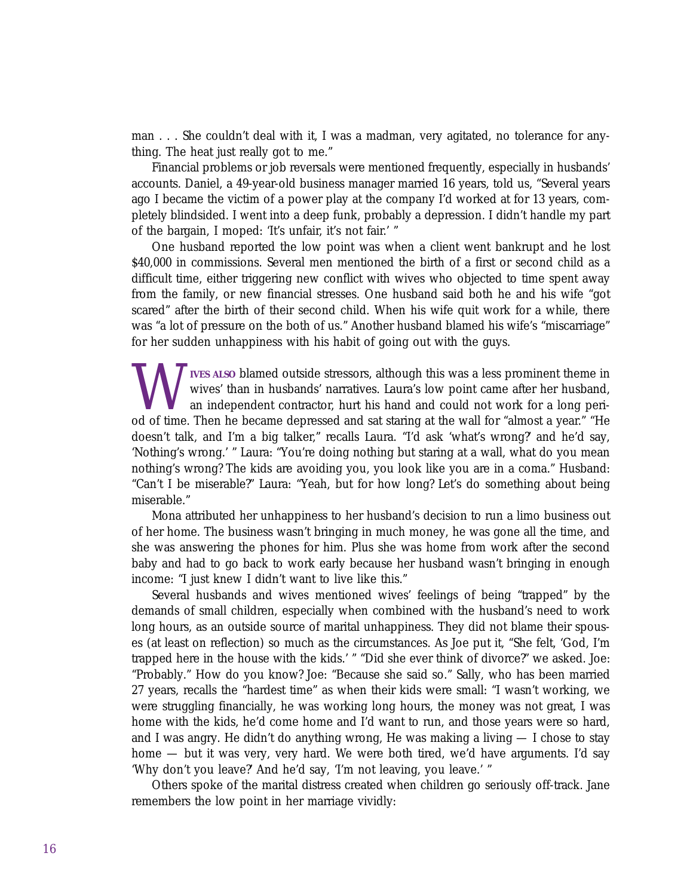man . . . She couldn't deal with it, I was a madman, very agitated, no tolerance for anything. The heat just really got to me."

Financial problems or job reversals were mentioned frequently, especially in husbands' accounts. Daniel, a 49-year-old business manager married 16 years, told us, "Several years ago I became the victim of a power play at the company I'd worked at for 13 years, completely blindsided. I went into a deep funk, probably a depression. I didn't handle my part of the bargain, I moped: 'It's unfair, it's not fair.' "

One husband reported the low point was when a client went bankrupt and he lost $40,000 in commissions. Several men mentioned the birth of a first or second child as a difficult time, either triggering new conflict with wives who objected to time spent away from the family, or new financial stresses. One husband said both he and his wife "got scared" after the birth of their second child. When his wife quit work for a while, there was "a lot of pressure on the both of us." Another husband blamed his wife's "miscarriage" for her sudden unhappiness with his habit of going out with the guys.

WIVES ALSO blamed outside stressors, although this was a less prominent theme in wives' than in husbands' narratives. Laura's low point came after her husband, an independent contractor, hurt his hand and could not work for a long period of time. Then he became depressed and sat staring at the wall for "almost a year." "He doesn't talk, and I'm a big talker," recalls Laura. "I'd ask 'what's wrong?' and he'd say, 'Nothing's wrong.' " Laura: "You're doing nothing but staring at a wall, what do you mean nothing's wrong? The kids are avoiding you, you look like you are in a coma." Husband: "Can't I be miserable?" Laura: "Yeah, but for how long? Let's do something about being miserable."

Mona attributed her unhappiness to her husband's decision to run a limo business out of her home. The business wasn't bringing in much money, he was gone all the time, and she was answering the phones for him. Plus she was home from work after the second baby and had to go back to work early because her husband wasn't bringing in enough income: "I just knew I didn't want to live like this."

Several husbands and wives mentioned wives' feelings of being "trapped" by the demands of small children, especially when combined with the husband's need to work long hours, as an outside source of marital unhappiness. They did not blame their spouses (at least on reflection) so much as the circumstances. As Joe put it, "She felt, 'God, I'm trapped here in the house with the kids.' " "Did she ever think of divorce?" we asked. Joe: "Probably." How do you know? Joe: "Because she said so." Sally, who has been married 27 years, recalls the "hardest time" as when their kids were small: "I wasn't working, we were struggling financially, he was working long hours, the money was not great, I was home with the kids, he'd come home and I'd want to run, and those years were so hard, and I was angry. He didn't do anything wrong, He was making a living — I chose to stay home — but it was very, very hard. We were both tired, we'd have arguments. I'd say 'Why don't you leave?' And he'd say, 'I'm not leaving, you leave.' "

Others spoke of the marital distress created when children go seriously off-track. Jane remembers the low point in her marriage vividly: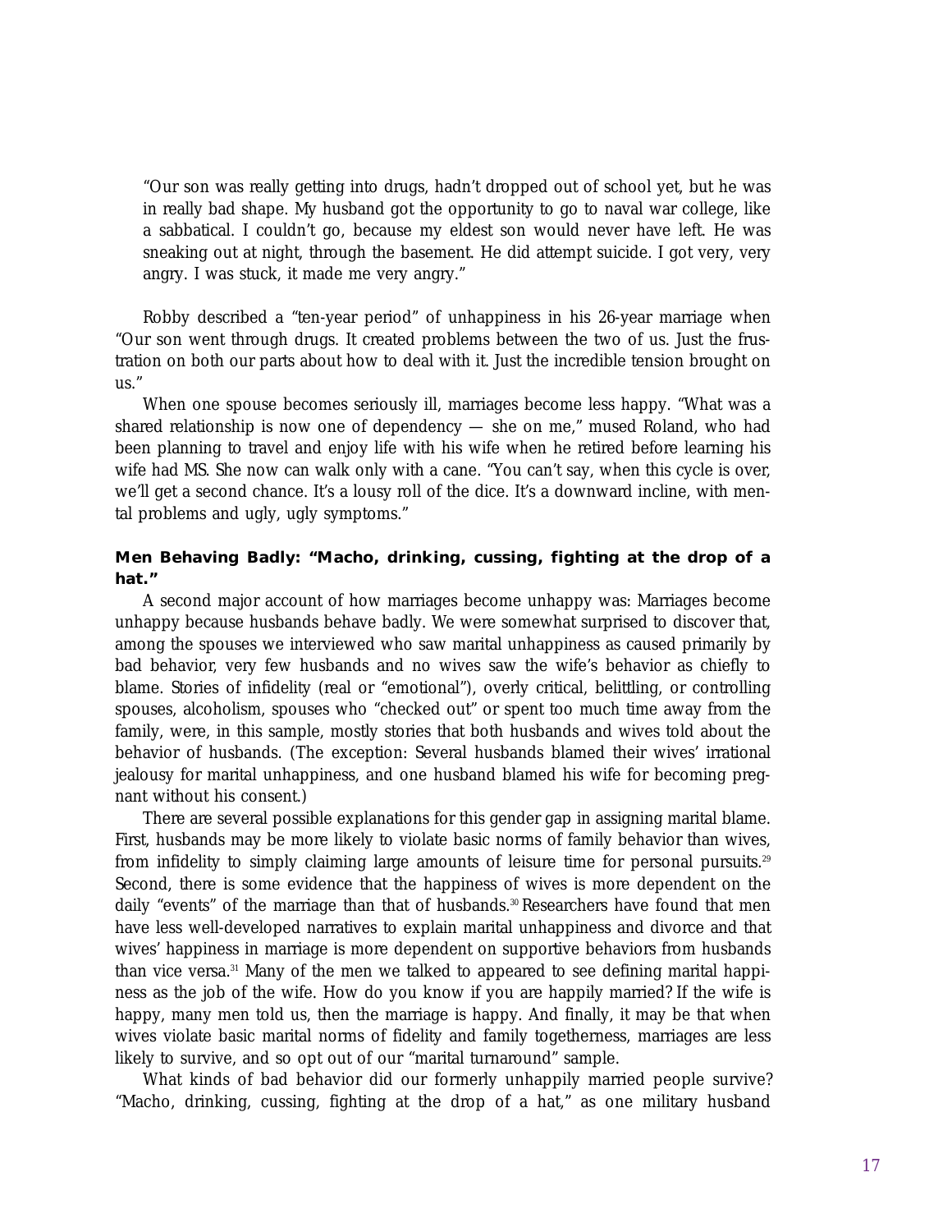"Our son was really getting into drugs, hadn't dropped out of school yet, but he was in really bad shape. My husband got the opportunity to go to naval war college, like a sabbatical. I couldn't go, because my eldest son would never have left. He was sneaking out at night, through the basement. He did attempt suicide. I got very, very angry. I was stuck, it made me very angry."

Robby described a "ten-year period" of unhappiness in his 26-year marriage when "Our son went through drugs. It created problems between the two of us. Just the frustration on both our parts about how to deal with it. Just the incredible tension brought on us."

When one spouse becomes seriously ill, marriages become less happy. "What was a shared relationship is now one of dependency — she on me," mused Roland, who had been planning to travel and enjoy life with his wife when he retired before learning his wife had MS. She now can walk only with a cane. "You can't say, when this cycle is over, we'll get a second chance. It's a lousy roll of the dice. It's a downward incline, with mental problems and ugly, ugly symptoms."

**Men Behaving Badly: "Macho, drinking, cussing, fighting at the drop of a hat."**

A second major account of how marriages become unhappy was: Marriages become unhappy because husbands behave badly. We were somewhat surprised to discover that, among the spouses we interviewed who saw marital unhappiness as caused primarily by bad behavior, very few husbands and no wives saw the wife's behavior as chiefly to blame. Stories of infidelity (real or "emotional"), overly critical, belittling, or controlling spouses, alcoholism, spouses who "checked out" or spent too much time away from the family, were, in this sample, mostly stories that both husbands and wives told about the behavior of husbands. (The exception: Several husbands blamed their wives' irrational jealousy for marital unhappiness, and one husband blamed his wife for becoming pregnant without his consent.)

There are several possible explanations for this gender gap in assigning marital blame. First, husbands may be more likely to violate basic norms of family behavior than wives, from infidelity to simply claiming large amounts of leisure time for personal pursuits.[29] Second, there is some evidence that the happiness of wives is more dependent on the daily "events" of the marriage than that of husbands.[30] Researchers have found that men have less well-developed narratives to explain marital unhappiness and divorce and that wives' happiness in marriage is more dependent on supportive behaviors from husbands than vice versa.[31] Many of the men we talked to appeared to see defining marital happiness as the job of the wife. How do you know if you are happily married? If the wife is happy, many men told us, then the marriage is happy. And finally, it may be that when wives violate basic marital norms of fidelity and family togetherness, marriages are less likely to survive, and so opt out of our "marital turnaround" sample.

What kinds of bad behavior did our formerly unhappily married people survive? "Macho, drinking, cussing, fighting at the drop of a hat," as one military husband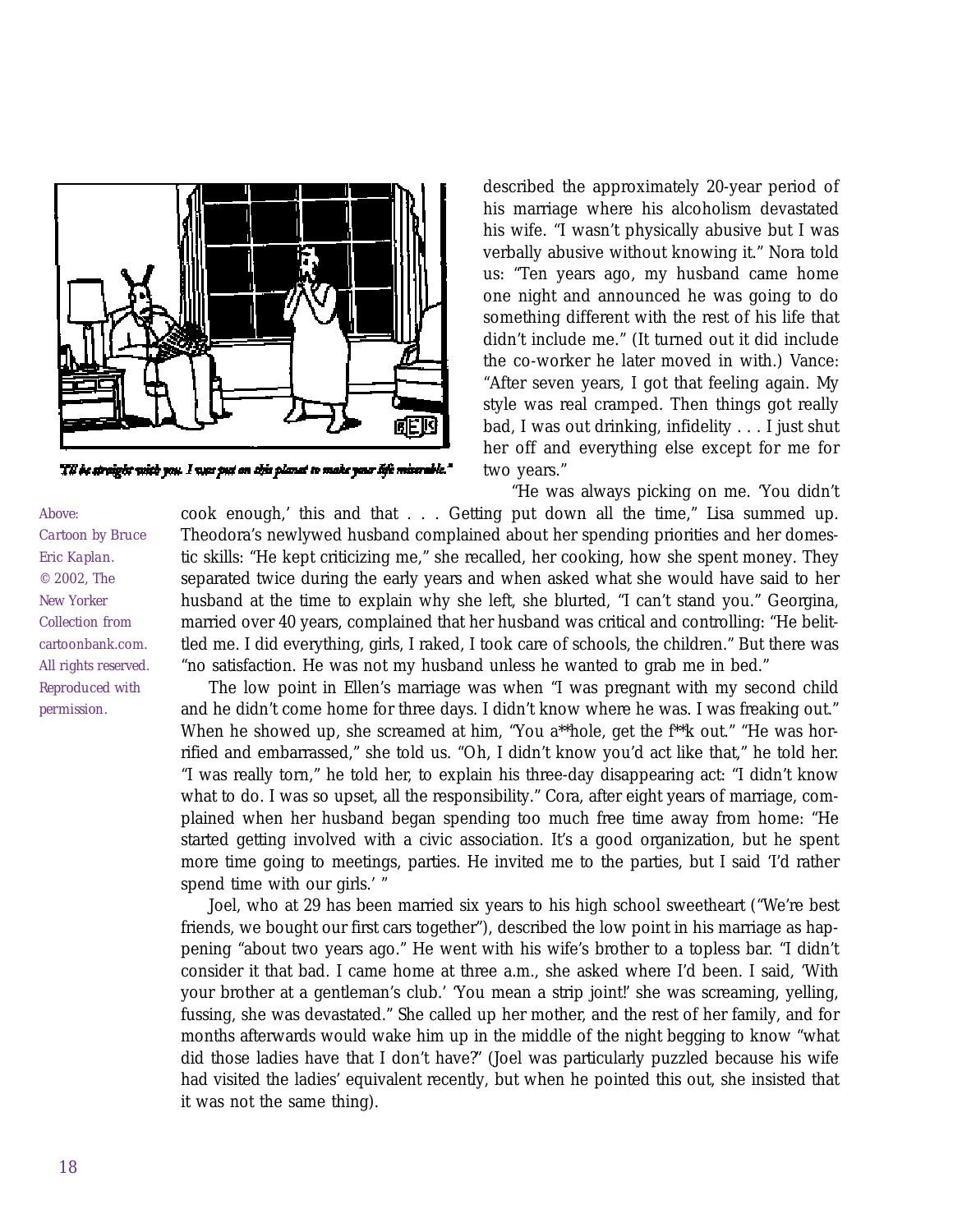"I'll be straight with you. I was put on this planet to make your life miserable."

Above: Cartoon by Bruce Eric Kaplan. © 2002, The New Yorker Collection from cartoonbank.com. All rights reserved. Reproduced with permission.

described the approximately 20-year period of his marriage where his alcoholism devastated his wife. "I wasn't physically abusive but I was verbally abusive without knowing it." Nora told us: "Ten years ago, my husband came home one night and announced he was going to do something different with the rest of his life that didn't include me." (It turned out it did include the co-worker he later moved in with.) Vance: "After seven years, I got that feeling again. My style was real cramped. Then things got really bad, I was out drinking, infidelity . . . I just shut her off and everything else except for me for two years."

"He was always picking on me. 'You didn't cook enough,' this and that . . . Getting put down all the time," Lisa summed up. Theodora's newlywed husband complained about her spending priorities and her domestic skills: "He kept criticizing me," she recalled, her cooking, how she spent money. They separated twice during the early years and when asked what she would have said to her husband at the time to explain why she left, she blurted, "I can't stand you." Georgina, married over 40 years, complained that her husband was critical and controlling: "He belittled me. I did everything, girls, I raked, I took care of schools, the children." But there was "no satisfaction. He was not my husband unless he wanted to grab me in bed."

The low point in Ellen's marriage was when "I was pregnant with my second child and he didn't come home for three days. I didn't know where he was. I was freaking out." When he showed up, she screamed at him, "You a**hole, get the f**k out." "He was horrified and embarrassed," she told us. "Oh, I didn't know you'd act like that," he told her. "I was really torn," he told her, to explain his three-day disappearing act: "I didn't know what to do. I was so upset, all the responsibility." Cora, after eight years of marriage, complained when her husband began spending too much free time away from home: "He started getting involved with a civic association. It's a good organization, but he spent more time going to meetings, parties. He invited me to the parties, but I said 'I'd rather spend time with our girls.' "

Joel, who at 29 has been married six years to his high school sweetheart ("We're best friends, we bought our first cars together"), described the low point in his marriage as happening "about two years ago." He went with his wife's brother to a topless bar. "I didn't consider it that bad. I came home at three a.m., she asked where I'd been. I said, 'With your brother at a gentleman's club.' 'You mean a strip joint!' she was screaming, yelling, fussing, she was devastated." She called up her mother, and the rest of her family, and for months afterwards would wake him up in the middle of the night begging to know "what did those ladies have that I don't have?" (Joel was particularly puzzled because his wife had visited the ladies' equivalent recently, but when he pointed this out, she insisted that it was not the same thing).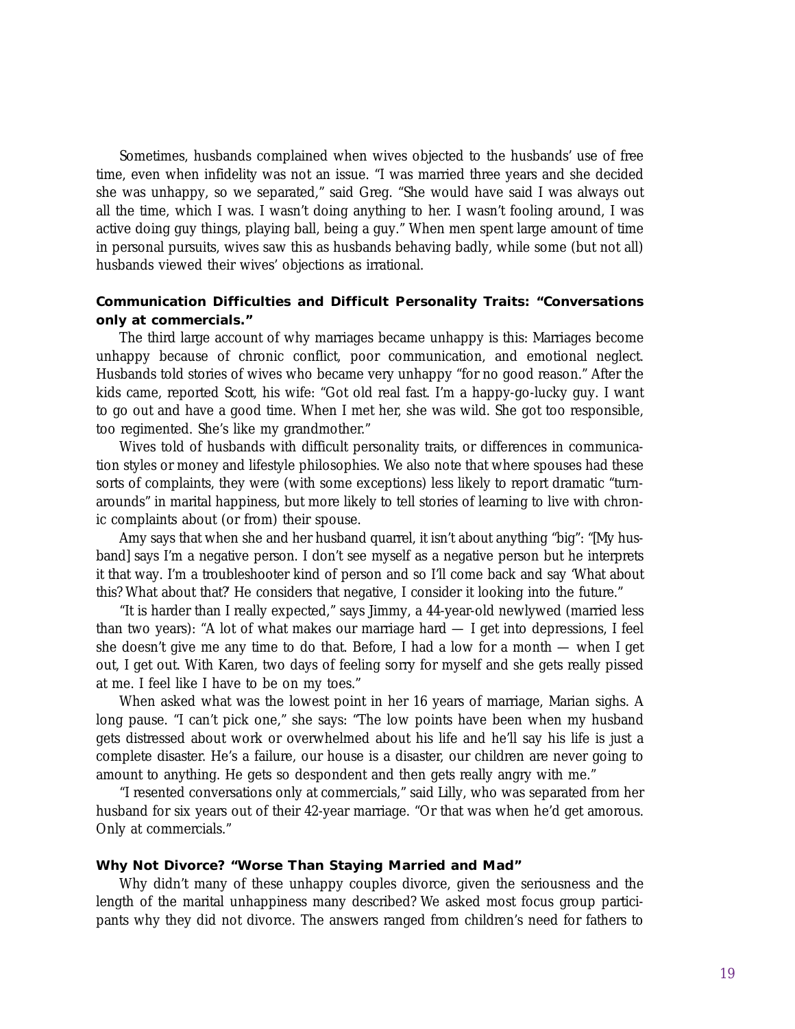Sometimes, husbands complained when wives objected to the husbands' use of free time, even when infidelity was not an issue. "I was married three years and she decided she was unhappy, so we separated," said Greg. "She would have said I was always out all the time, which I was. I wasn't doing anything to her. I wasn't fooling around, I was active doing guy things, playing ball, being a guy." When men spent large amount of time in personal pursuits, wives saw this as husbands behaving badly, while some (but not all) husbands viewed their wives' objections as irrational.

### Communication Difficulties and Difficult Personality Traits: "Conversations only at commercials."

The third large account of why marriages became unhappy is this: Marriages become unhappy because of chronic conflict, poor communication, and emotional neglect. Husbands told stories of wives who became very unhappy "for no good reason." After the kids came, reported Scott, his wife: "Got old real fast. I'm a happy-go-lucky guy. I want to go out and have a good time. When I met her, she was wild. She got too responsible, too regimented. She's like my grandmother."

Wives told of husbands with difficult personality traits, or differences in communication styles or money and lifestyle philosophies. We also note that where spouses had these sorts of complaints, they were (with some exceptions) less likely to report dramatic "turnarounds" in marital happiness, but more likely to tell stories of learning to live with chronic complaints about (or from) their spouse.

Amy says that when she and her husband quarrel, it isn't about anything "big": "[My husband] says I'm a negative person. I don't see myself as a negative person but he interprets it that way. I'm a troubleshooter kind of person and so I'll come back and say 'What about this? What about that?' He considers that negative, I consider it looking into the future."

"It is harder than I really expected," says Jimmy, a 44-year-old newlywed (married less than two years): "A lot of what makes our marriage hard — I get into depressions, I feel she doesn't give me any time to do that. Before, I had a low for a month — when I get out, I get out. With Karen, two days of feeling sorry for myself and she gets really pissed at me. I feel like I have to be on my toes."

When asked what was the lowest point in her 16 years of marriage, Marian sighs. A long pause. "I can't pick one," she says: "The low points have been when my husband gets distressed about work or overwhelmed about his life and he'll say his life is just a complete disaster. He's a failure, our house is a disaster, our children are never going to amount to anything. He gets so despondent and then gets really angry with me."

"I resented conversations only at commercials," said Lilly, who was separated from her husband for six years out of their 42-year marriage. "Or that was when he'd get amorous. Only at commercials."

### Why Not Divorce? "Worse Than Staying Married and Mad"

Why didn't many of these unhappy couples divorce, given the seriousness and the length of the marital unhappiness many described? We asked most focus group participants why they did not divorce. The answers ranged from children's need for fathers to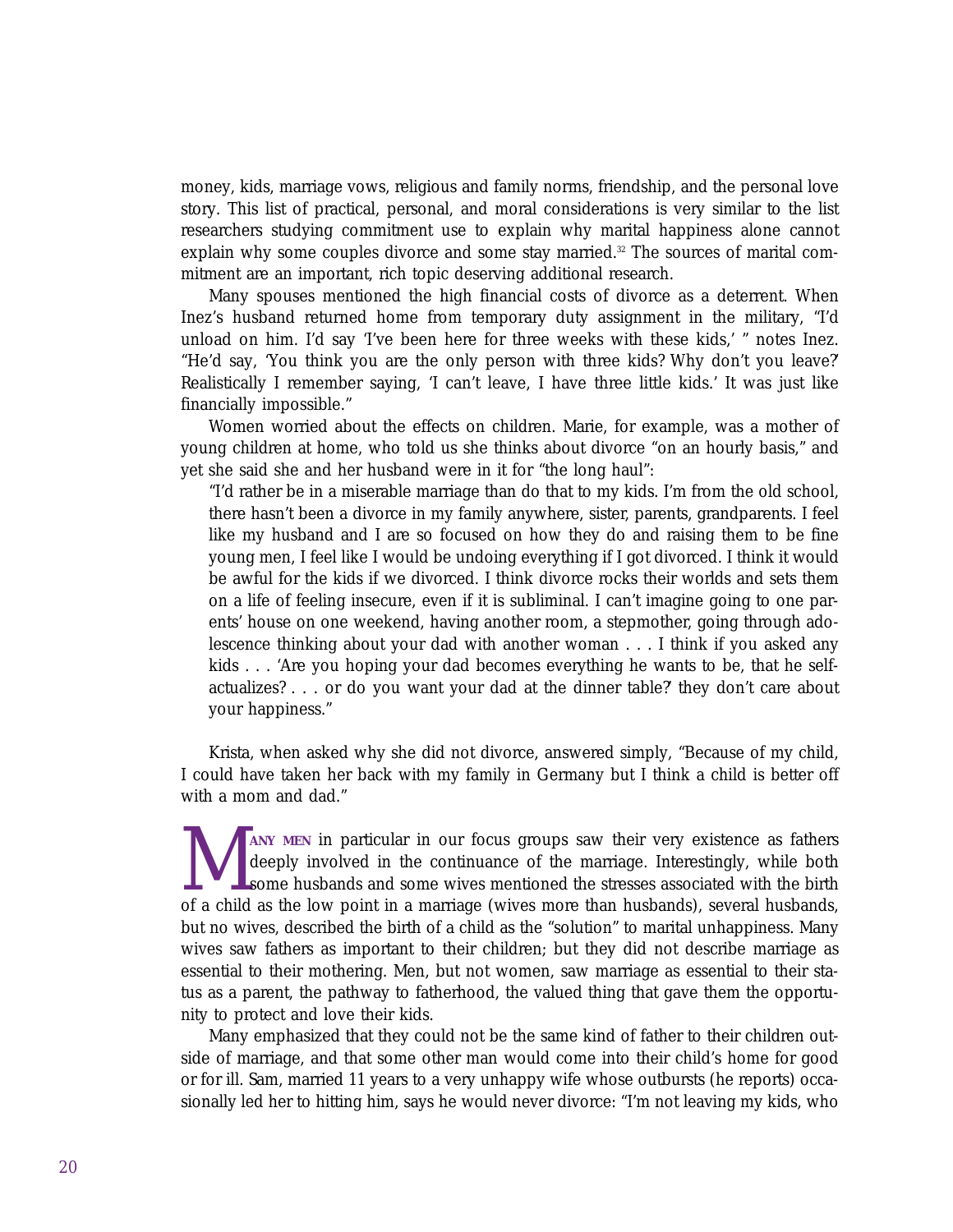money, kids, marriage vows, religious and family norms, friendship, and the personal love story. This list of practical, personal, and moral considerations is very similar to the list researchers studying commitment use to explain why marital happiness alone cannot explain why some couples divorce and some stay married.[32] The sources of marital commitment are an important, rich topic deserving additional research.

Many spouses mentioned the high financial costs of divorce as a deterrent. When Inez's husband returned home from temporary duty assignment in the military, "I'd unload on him. I'd say 'I've been here for three weeks with these kids,' " notes Inez. "He'd say, 'You think you are the only person with three kids? Why don't you leave?' Realistically I remember saying, 'I can't leave, I have three little kids.' It was just like financially impossible."

Women worried about the effects on children. Marie, for example, was a mother of young children at home, who told us she thinks about divorce "on an hourly basis," and yet she said she and her husband were in it for "the long haul":

> "I'd rather be in a miserable marriage than do that to my kids. I'm from the old school, there hasn't been a divorce in my family anywhere, sister, parents, grandparents. I feel like my husband and I are so focused on how they do and raising them to be fine young men, I feel like I would be undoing everything if I got divorced. I think it would be awful for the kids if we divorced. I think divorce rocks their worlds and sets them on a life of feeling insecure, even if it is subliminal. I can't imagine going to one parents' house on one weekend, having another room, a stepmother, going through adolescence thinking about your dad with another woman . . . I think if you asked any kids . . . 'Are you hoping your dad becomes everything he wants to be, that he self-actualizes? . . . or do you want your dad at the dinner table?' they don't care about your happiness."

Krista, when asked why she did not divorce, answered simply, "Because of my child, I could have taken her back with my family in Germany but I think a child is better off with a mom and dad."

**MANY MEN** in particular in our focus groups saw their very existence as fathers deeply involved in the continuance of the marriage. Interestingly, while both some husbands and some wives mentioned the stresses associated with the birth of a child as the low point in a marriage (wives more than husbands), several husbands, but no wives, described the birth of a child as the "solution" to marital unhappiness. Many wives saw fathers as important to their children; but they did not describe marriage as essential to their mothering. Men, but not women, saw marriage as essential to their status as a parent, the pathway to fatherhood, the valued thing that gave them the opportunity to protect and love their kids.

Many emphasized that they could not be the same kind of father to their children outside of marriage, and that some other man would come into their child's home for good or for ill. Sam, married 11 years to a very unhappy wife whose outbursts (he reports) occasionally led her to hitting him, says he would never divorce: "I'm not leaving my kids, who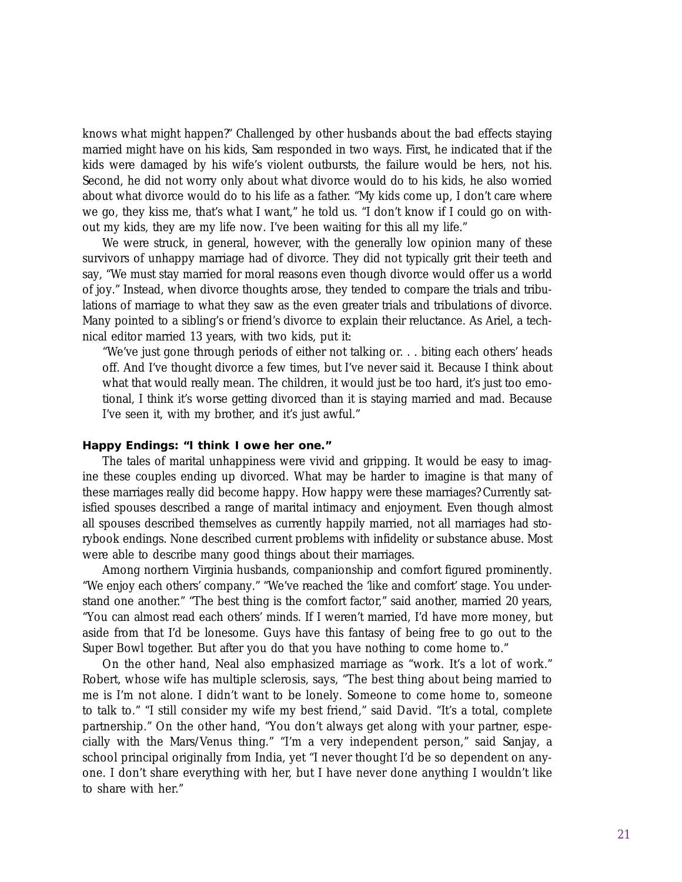knows what might happen?" Challenged by other husbands about the bad effects staying married might have on his kids, Sam responded in two ways. First, he indicated that if the kids were damaged by his wife's violent outbursts, the failure would be hers, not his. Second, he did not worry only about what divorce would do to his kids, he also worried about what divorce would do to his life as a father. "My kids come up, I don't care where we go, they kiss me, that's what I want," he told us. "I don't know if I could go on without my kids, they are my life now. I've been waiting for this all my life."

We were struck, in general, however, with the generally low opinion many of these survivors of unhappy marriage had of divorce. They did not typically grit their teeth and say, "We must stay married for moral reasons even though divorce would offer us a world of joy." Instead, when divorce thoughts arose, they tended to compare the trials and tribulations of marriage to what they saw as the even greater trials and tribulations of divorce. Many pointed to a sibling's or friend's divorce to explain their reluctance. As Ariel, a technical editor married 13 years, with two kids, put it:

> "We've just gone through periods of either not talking or. . . biting each others' heads off. And I've thought divorce a few times, but I've never said it. Because I think about what that would really mean. The children, it would just be too hard, it's just too emotional, I think it's worse getting divorced than it is staying married and mad. Because I've seen it, with my brother, and it's just awful."

**Happy Endings: "I think I owe her one."**

The tales of marital unhappiness were vivid and gripping. It would be easy to imagine these couples ending up divorced. What may be harder to imagine is that many of these marriages really did become happy. How happy were these marriages? Currently satisfied spouses described a range of marital intimacy and enjoyment. Even though almost all spouses described themselves as currently happily married, not all marriages had storybook endings. None described current problems with infidelity or substance abuse. Most were able to describe many good things about their marriages.

Among northern Virginia husbands, companionship and comfort figured prominently. "We enjoy each others' company." "We've reached the 'like and comfort' stage. You understand one another." "The best thing is the comfort factor," said another, married 20 years, "You can almost read each others' minds. If I weren't married, I'd have more money, but aside from that I'd be lonesome. Guys have this fantasy of being free to go out to the Super Bowl together. But after you do that you have nothing to come home to."

On the other hand, Neal also emphasized marriage as "work. It's a lot of work." Robert, whose wife has multiple sclerosis, says, "The best thing about being married to me is I'm not alone. I didn't want to be lonely. Someone to come home to, someone to talk to." "I still consider my wife my best friend," said David. "It's a total, complete partnership." On the other hand, "You don't always get along with your partner, especially with the Mars/Venus thing." "I'm a very independent person," said Sanjay, a school principal originally from India, yet "I never thought I'd be so dependent on anyone. I don't share everything with her, but I have never done anything I wouldn't like to share with her."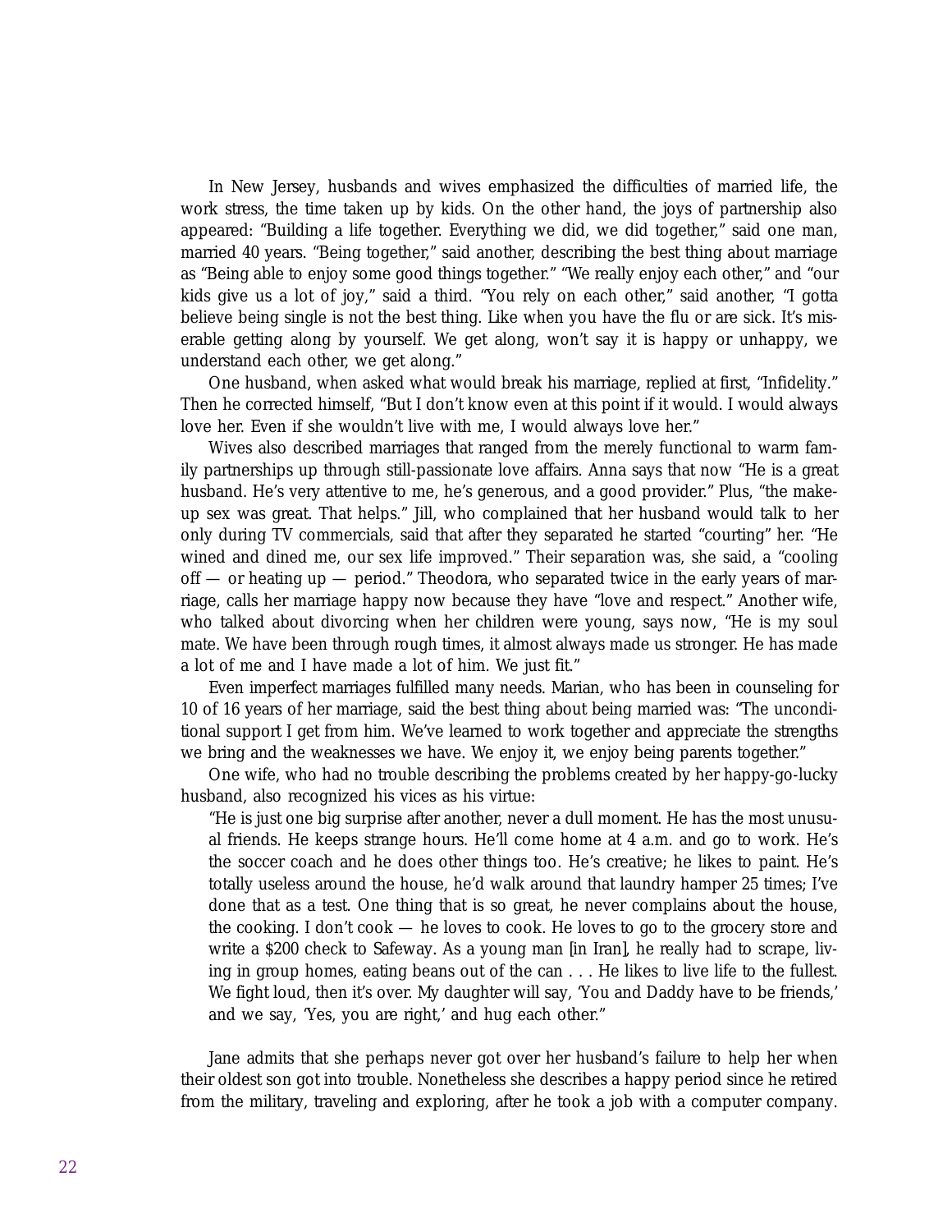In New Jersey, husbands and wives emphasized the difficulties of married life, the work stress, the time taken up by kids. On the other hand, the joys of partnership also appeared: "Building a life together. Everything we did, we did together," said one man, married 40 years. "Being together," said another, describing the best thing about marriage as "Being able to enjoy some good things together." "We really enjoy each other," and "our kids give us a lot of joy," said a third. "You rely on each other," said another, "I gotta believe being single is not the best thing. Like when you have the flu or are sick. It's miserable getting along by yourself. We get along, won't say it is happy or unhappy, we understand each other, we get along."

One husband, when asked what would break his marriage, replied at first, "Infidelity." Then he corrected himself, "But I don't know even at this point if it would. I would always love her. Even if she wouldn't live with me, I would always love her."

Wives also described marriages that ranged from the merely functional to warm family partnerships up through still-passionate love affairs. Anna says that now "He is a great husband. He's very attentive to me, he's generous, and a good provider." Plus, "the make-up sex was great. That helps." Jill, who complained that her husband would talk to her only during TV commercials, said that after they separated he started "courting" her. "He wined and dined me, our sex life improved." Their separation was, she said, a "cooling off — or heating up — period." Theodora, who separated twice in the early years of marriage, calls her marriage happy now because they have "love and respect." Another wife, who talked about divorcing when her children were young, says now, "He is my soul mate. We have been through rough times, it almost always made us stronger. He has made a lot of me and I have made a lot of him. We just fit."

Even imperfect marriages fulfilled many needs. Marian, who has been in counseling for 10 of 16 years of her marriage, said the best thing about being married was: "The unconditional support I get from him. We've learned to work together and appreciate the strengths we bring and the weaknesses we have. We enjoy it, we enjoy being parents together."

One wife, who had no trouble describing the problems created by her happy-go-lucky husband, also recognized his vices as his virtue:

> "He is just one big surprise after another, never a dull moment. He has the most unusual friends. He keeps strange hours. He'll come home at 4 a.m. and go to work. He's the soccer coach and he does other things too. He's creative; he likes to paint. He's totally useless around the house, he'd walk around that laundry hamper 25 times; I've done that as a test. One thing that is so great, he never complains about the house, the cooking. I don't cook — he loves to cook. He loves to go to the grocery store and write a $200 check to Safeway. As a young man [in Iran], he really had to scrape, living in group homes, eating beans out of the can . . . He likes to live life to the fullest. We fight loud, then it's over. My daughter will say, 'You and Daddy have to be friends,' and we say, 'Yes, you are right,' and hug each other."

Jane admits that she perhaps never got over her husband's failure to help her when their oldest son got into trouble. Nonetheless she describes a happy period since he retired from the military, traveling and exploring, after he took a job with a computer company.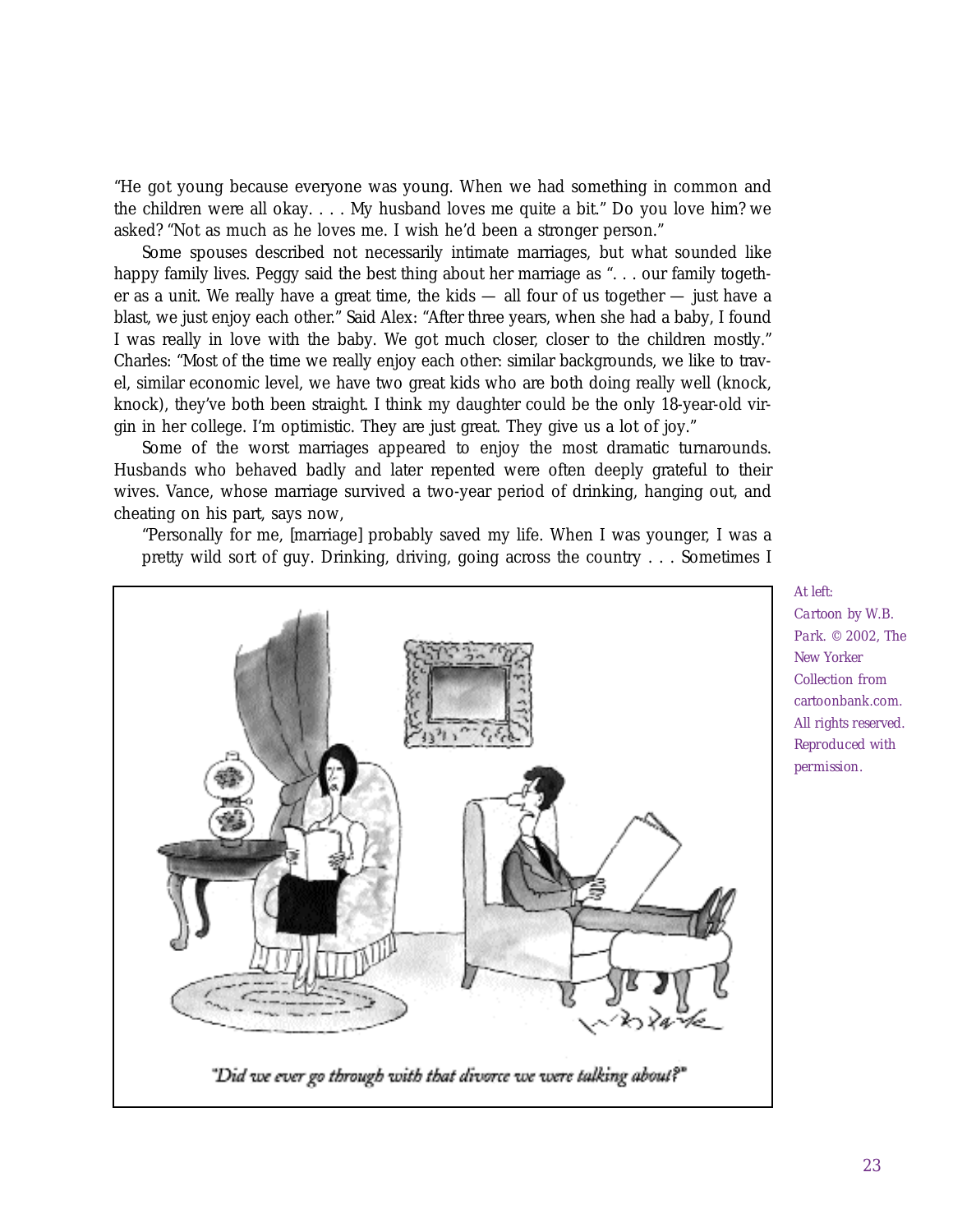"He got young because everyone was young. When we had something in common and the children were all okay. . . . My husband loves me quite a bit." Do you love him? we asked? "Not as much as he loves me. I wish he'd been a stronger person."

Some spouses described not necessarily intimate marriages, but what sounded like happy family lives. Peggy said the best thing about her marriage as ". . . our family together as a unit. We really have a great time, the kids — all four of us together — just have a blast, we just enjoy each other." Said Alex: "After three years, when she had a baby, I found I was really in love with the baby. We got much closer, closer to the children mostly." Charles: "Most of the time we really enjoy each other: similar backgrounds, we like to travel, similar economic level, we have two great kids who are both doing really well (knock, knock), they've both been straight. I think my daughter could be the only 18-year-old virgin in her college. I'm optimistic. They are just great. They give us a lot of joy."

Some of the worst marriages appeared to enjoy the most dramatic turnarounds. Husbands who behaved badly and later repented were often deeply grateful to their wives. Vance, whose marriage survived a two-year period of drinking, hanging out, and cheating on his part, says now,

> "Personally for me, [marriage] probably saved my life. When I was younger, I was a pretty wild sort of guy. Drinking, driving, going across the country . . . Sometimes I

"Did we ever go through with that divorce we were talking about?"

*At left: Cartoon by W.B. Park. © 2002, The New Yorker Collection from cartoonbank.com. All rights reserved. Reproduced with permission.*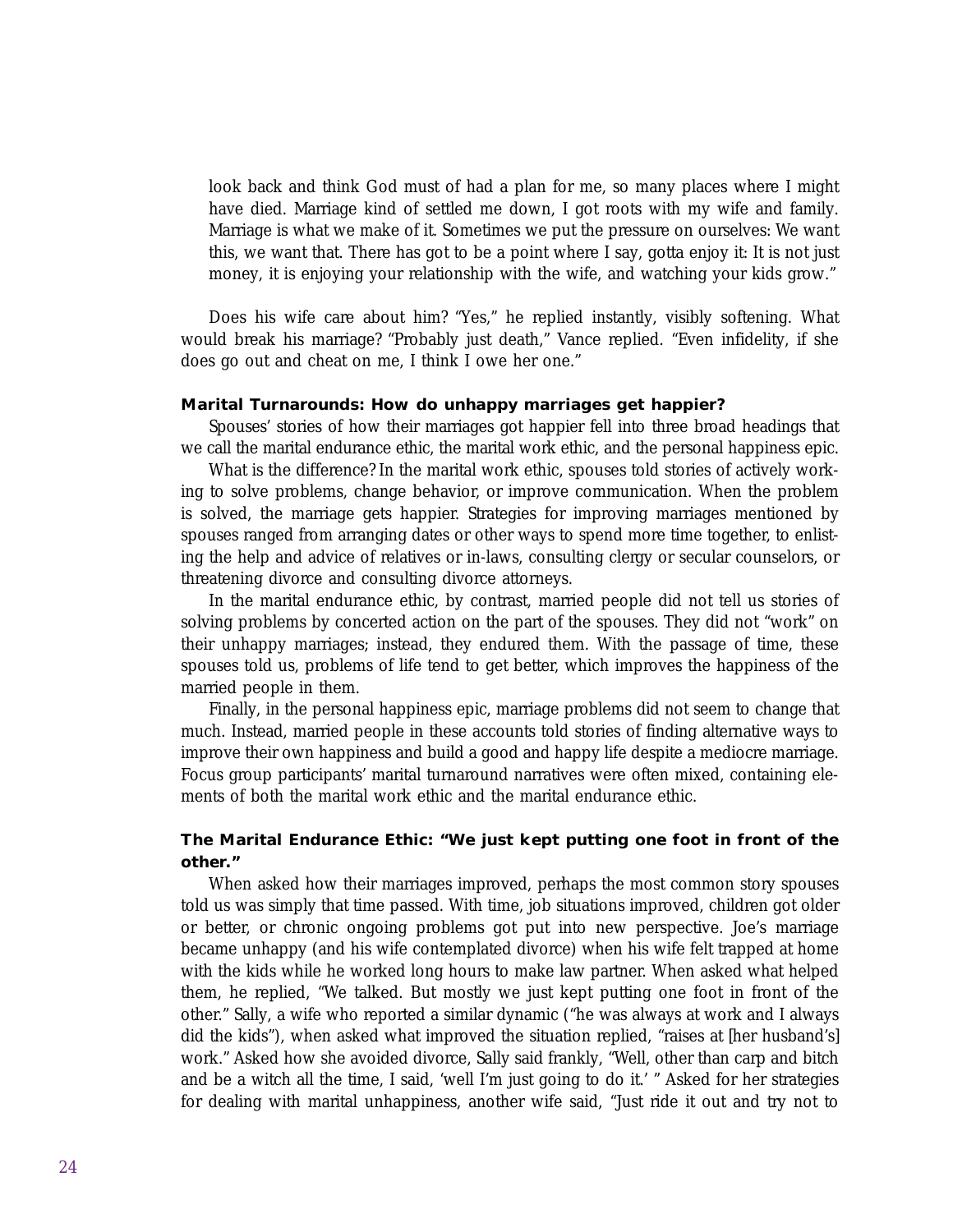> look back and think God must of had a plan for me, so many places where I might have died. Marriage kind of settled me down, I got roots with my wife and family. Marriage is what we make of it. Sometimes we put the pressure on ourselves: We want this, we want that. There has got to be a point where I say, gotta enjoy it: It is not just money, it is enjoying your relationship with the wife, and watching your kids grow."

Does his wife care about him? "Yes," he replied instantly, visibly softening. What would break his marriage? "Probably just death," Vance replied. "Even infidelity, if she does go out and cheat on me, I think I owe her one."

### Marital Turnarounds: How do unhappy marriages get happier?

Spouses' stories of how their marriages got happier fell into three broad headings that we call the marital endurance ethic, the marital work ethic, and the personal happiness epic.

What is the difference? In the marital work ethic, spouses told stories of actively working to solve problems, change behavior, or improve communication. When the problem is solved, the marriage gets happier. Strategies for improving marriages mentioned by spouses ranged from arranging dates or other ways to spend more time together, to enlisting the help and advice of relatives or in-laws, consulting clergy or secular counselors, or threatening divorce and consulting divorce attorneys.

In the marital endurance ethic, by contrast, married people did not tell us stories of solving problems by concerted action on the part of the spouses. They did not "work" on their unhappy marriages; instead, they endured them. With the passage of time, these spouses told us, problems of life tend to get better, which improves the happiness of the married people in them.

Finally, in the personal happiness epic, marriage problems did not seem to change that much. Instead, married people in these accounts told stories of finding alternative ways to improve their own happiness and build a good and happy life despite a mediocre marriage. Focus group participants' marital turnaround narratives were often mixed, containing elements of both the marital work ethic and the marital endurance ethic.

### The Marital Endurance Ethic: "We just kept putting one foot in front of the other."

When asked how their marriages improved, perhaps the most common story spouses told us was simply that time passed. With time, job situations improved, children got older or better, or chronic ongoing problems got put into new perspective. Joe's marriage became unhappy (and his wife contemplated divorce) when his wife felt trapped at home with the kids while he worked long hours to make law partner. When asked what helped them, he replied, "We talked. But mostly we just kept putting one foot in front of the other." Sally, a wife who reported a similar dynamic ("he was always at work and I always did the kids"), when asked what improved the situation replied, "raises at [her husband's] work." Asked how she avoided divorce, Sally said frankly, "Well, other than carp and bitch and be a witch all the time, I said, 'well I'm just going to do it.' " Asked for her strategies for dealing with marital unhappiness, another wife said, "Just ride it out and try not to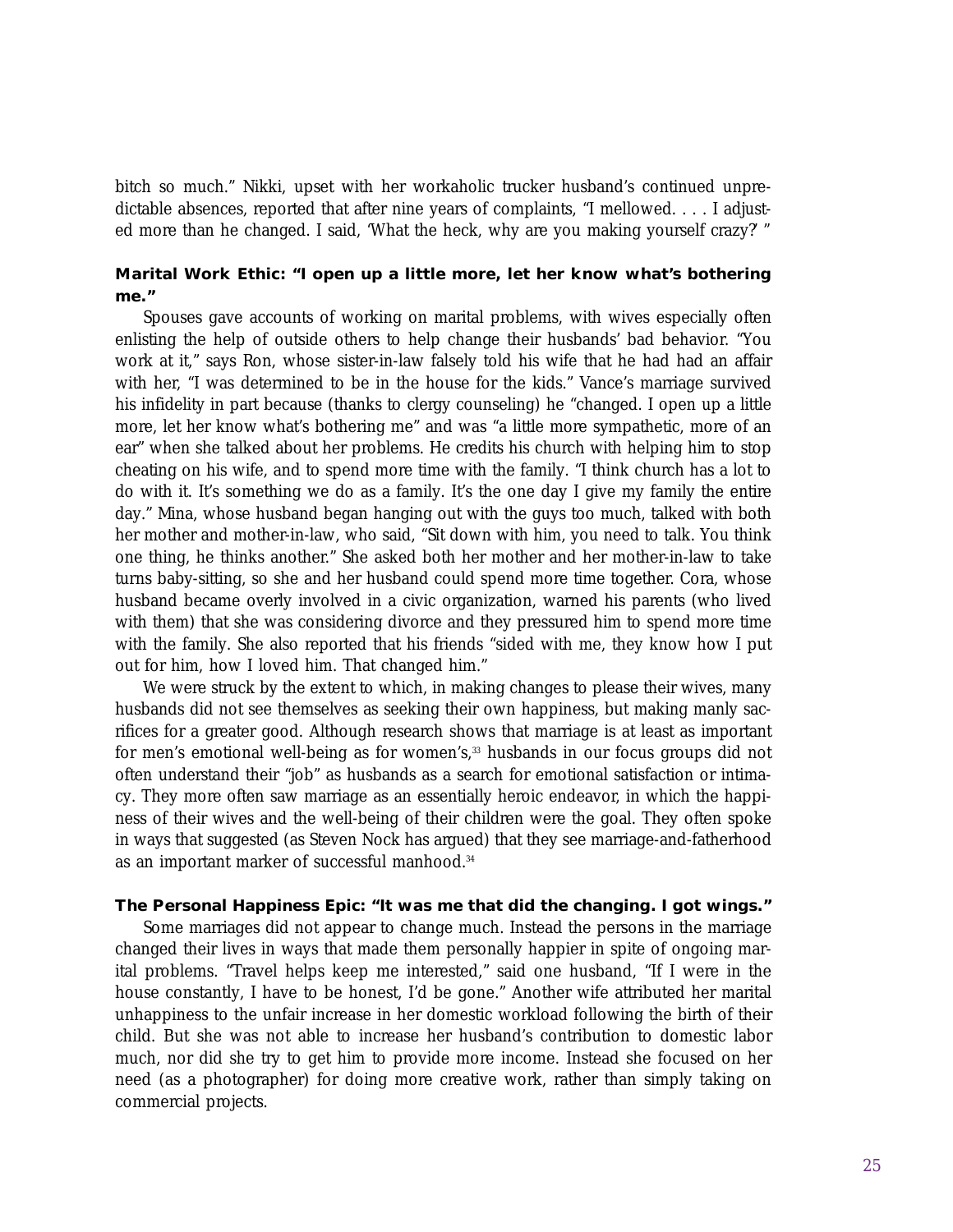bitch so much." Nikki, upset with her workaholic trucker husband's continued unpredictable absences, reported that after nine years of complaints, "I mellowed. . . . I adjusted more than he changed. I said, 'What the heck, why are you making yourself crazy?' "

### Marital Work Ethic: "I open up a little more, let her know what's bothering me."

Spouses gave accounts of working on marital problems, with wives especially often enlisting the help of outside others to help change their husbands' bad behavior. "You work at it," says Ron, whose sister-in-law falsely told his wife that he had had an affair with her, "I was determined to be in the house for the kids." Vance's marriage survived his infidelity in part because (thanks to clergy counseling) he "changed. I open up a little more, let her know what's bothering me" and was "a little more sympathetic, more of an ear" when she talked about her problems. He credits his church with helping him to stop cheating on his wife, and to spend more time with the family. "I think church has a lot to do with it. It's something we do as a family. It's the one day I give my family the entire day." Mina, whose husband began hanging out with the guys too much, talked with both her mother and mother-in-law, who said, "Sit down with him, you need to talk. You think one thing, he thinks another." She asked both her mother and her mother-in-law to take turns baby-sitting, so she and her husband could spend more time together. Cora, whose husband became overly involved in a civic organization, warned his parents (who lived with them) that she was considering divorce and they pressured him to spend more time with the family. She also reported that his friends "sided with me, they know how I put out for him, how I loved him. That changed him."

We were struck by the extent to which, in making changes to please their wives, many husbands did not see themselves as seeking their own happiness, but making manly sacrifices for a greater good. Although research shows that marriage is at least as important for men's emotional well-being as for women's,[33] husbands in our focus groups did not often understand their "job" as husbands as a search for emotional satisfaction or intimacy. They more often saw marriage as an essentially heroic endeavor, in which the happiness of their wives and the well-being of their children were the goal. They often spoke in ways that suggested (as Steven Nock has argued) that they see marriage-and-fatherhood as an important marker of successful manhood.[34]

### The Personal Happiness Epic: "It was me that did the changing. I got wings."

Some marriages did not appear to change much. Instead the persons in the marriage changed their lives in ways that made them personally happier in spite of ongoing marital problems. "Travel helps keep me interested," said one husband, "If I were in the house constantly, I have to be honest, I'd be gone." Another wife attributed her marital unhappiness to the unfair increase in her domestic workload following the birth of their child. But she was not able to increase her husband's contribution to domestic labor much, nor did she try to get him to provide more income. Instead she focused on her need (as a photographer) for doing more creative work, rather than simply taking on commercial projects.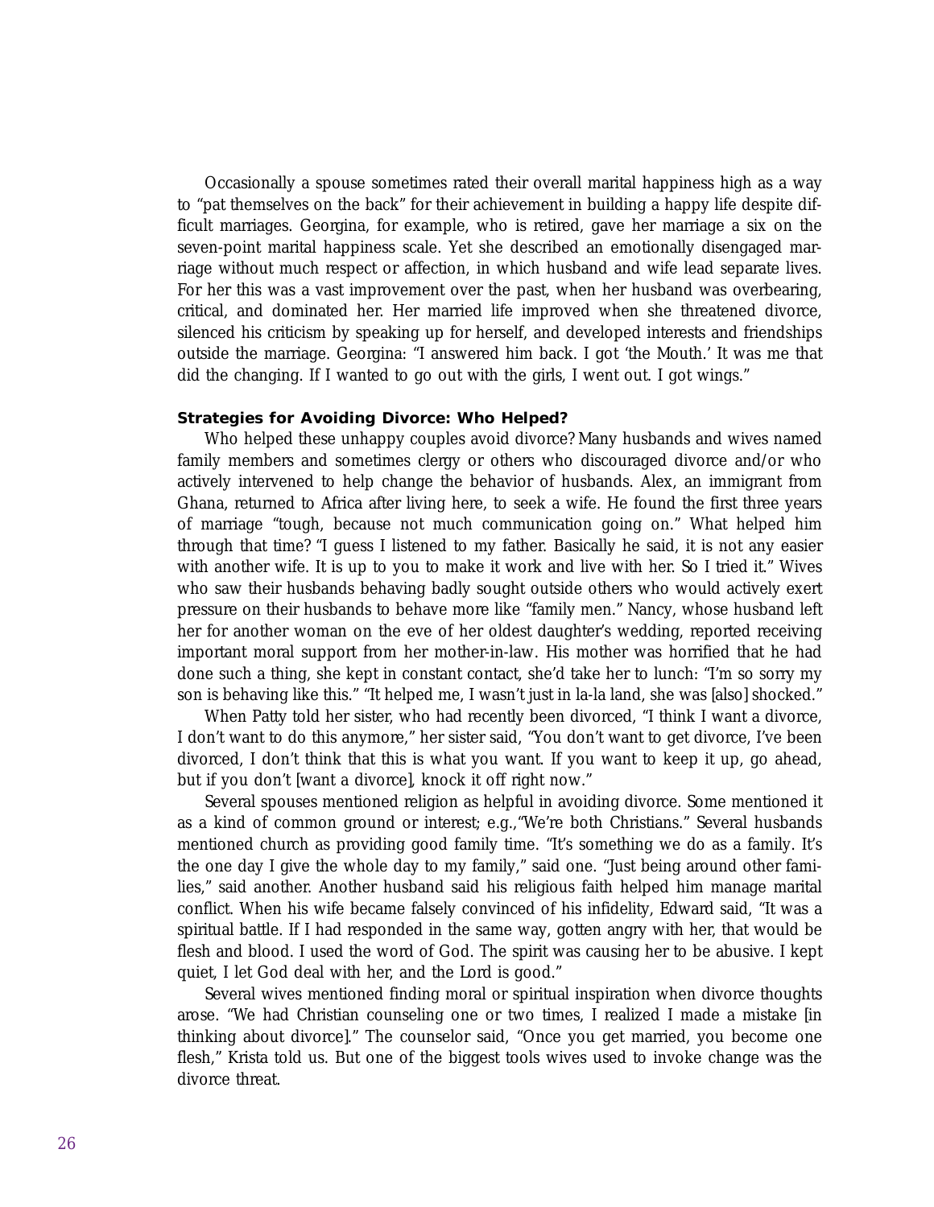Occasionally a spouse sometimes rated their overall marital happiness high as a way to "pat themselves on the back" for their achievement in building a happy life despite difficult marriages. Georgina, for example, who is retired, gave her marriage a six on the seven-point marital happiness scale. Yet she described an emotionally disengaged marriage without much respect or affection, in which husband and wife lead separate lives. For her this was a vast improvement over the past, when her husband was overbearing, critical, and dominated her. Her married life improved when she threatened divorce, silenced his criticism by speaking up for herself, and developed interests and friendships outside the marriage. Georgina: "I answered him back. I got 'the Mouth.' It was me that did the changing. If I wanted to go out with the girls, I went out. I got wings."

**Strategies for Avoiding Divorce: Who Helped?**

Who helped these unhappy couples avoid divorce? Many husbands and wives named family members and sometimes clergy or others who discouraged divorce and/or who actively intervened to help change the behavior of husbands. Alex, an immigrant from Ghana, returned to Africa after living here, to seek a wife. He found the first three years of marriage "tough, because not much communication going on." What helped him through that time? "I guess I listened to my father. Basically he said, it is not any easier with another wife. It is up to you to make it work and live with her. So I tried it." Wives who saw their husbands behaving badly sought outside others who would actively exert pressure on their husbands to behave more like "family men." Nancy, whose husband left her for another woman on the eve of her oldest daughter's wedding, reported receiving important moral support from her mother-in-law. His mother was horrified that he had done such a thing, she kept in constant contact, she'd take her to lunch: "I'm so sorry my son is behaving like this." "It helped me, I wasn't just in la-la land, she was [also] shocked."

When Patty told her sister, who had recently been divorced, "I think I want a divorce, I don't want to do this anymore," her sister said, "You don't want to get divorce, I've been divorced, I don't think that this is what you want. If you want to keep it up, go ahead, but if you don't [want a divorce], knock it off right now."

Several spouses mentioned religion as helpful in avoiding divorce. Some mentioned it as a kind of common ground or interest; e.g.,"We're both Christians." Several husbands mentioned church as providing good family time. "It's something we do as a family. It's the one day I give the whole day to my family," said one. "Just being around other families," said another. Another husband said his religious faith helped him manage marital conflict. When his wife became falsely convinced of his infidelity, Edward said, "It was a spiritual battle. If I had responded in the same way, gotten angry with her, that would be flesh and blood. I used the word of God. The spirit was causing her to be abusive. I kept quiet, I let God deal with her, and the Lord is good."

Several wives mentioned finding moral or spiritual inspiration when divorce thoughts arose. "We had Christian counseling one or two times, I realized I made a mistake [in thinking about divorce]." The counselor said, "Once you get married, you become one flesh," Krista told us. But one of the biggest tools wives used to invoke change was the divorce threat.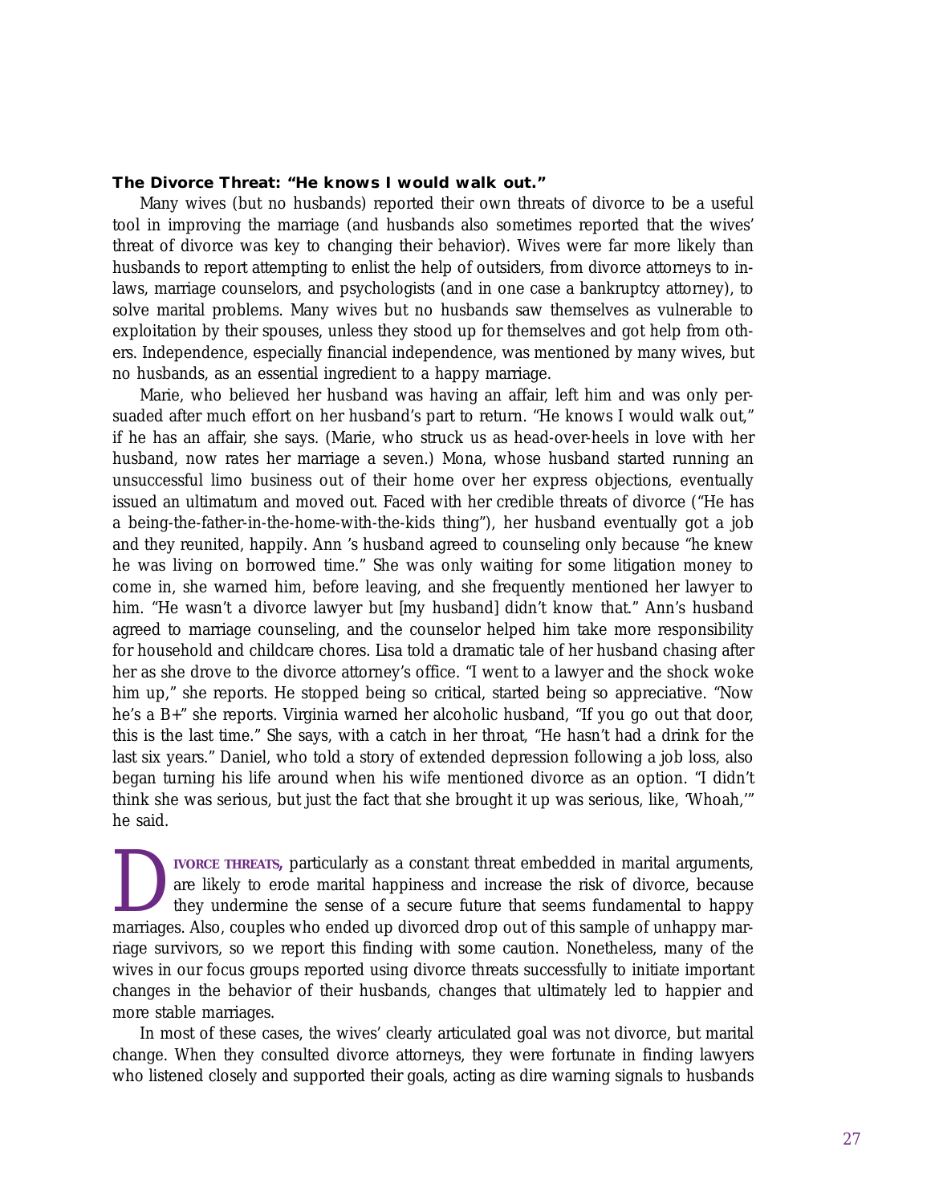**The Divorce Threat: "He knows I would walk out."**

Many wives (but no husbands) reported their own threats of divorce to be a useful tool in improving the marriage (and husbands also sometimes reported that the wives' threat of divorce was key to changing their behavior). Wives were far more likely than husbands to report attempting to enlist the help of outsiders, from divorce attorneys to in-laws, marriage counselors, and psychologists (and in one case a bankruptcy attorney), to solve marital problems. Many wives but no husbands saw themselves as vulnerable to exploitation by their spouses, unless they stood up for themselves and got help from others. Independence, especially financial independence, was mentioned by many wives, but no husbands, as an essential ingredient to a happy marriage.

Marie, who believed her husband was having an affair, left him and was only persuaded after much effort on her husband's part to return. "He knows I would walk out," if he has an affair, she says. (Marie, who struck us as head-over-heels in love with her husband, now rates her marriage a seven.) Mona, whose husband started running an unsuccessful limo business out of their home over her express objections, eventually issued an ultimatum and moved out. Faced with her credible threats of divorce ("He has a being-the-father-in-the-home-with-the-kids thing"), her husband eventually got a job and they reunited, happily. Ann 's husband agreed to counseling only because "he knew he was living on borrowed time." She was only waiting for some litigation money to come in, she warned him, before leaving, and she frequently mentioned her lawyer to him. "He wasn't a divorce lawyer but [my husband] didn't know that." Ann's husband agreed to marriage counseling, and the counselor helped him take more responsibility for household and childcare chores. Lisa told a dramatic tale of her husband chasing after her as she drove to the divorce attorney's office. "I went to a lawyer and the shock woke him up," she reports. He stopped being so critical, started being so appreciative. "Now he's a B+" she reports. Virginia warned her alcoholic husband, "If you go out that door, this is the last time." She says, with a catch in her throat, "He hasn't had a drink for the last six years." Daniel, who told a story of extended depression following a job loss, also began turning his life around when his wife mentioned divorce as an option. "I didn't think she was serious, but just the fact that she brought it up was serious, like, 'Whoah,'" he said.

**DIVORCE THREATS,** particularly as a constant threat embedded in marital arguments, are likely to erode marital happiness and increase the risk of divorce, because they undermine the sense of a secure future that seems fundamental to happy marriages. Also, couples who ended up divorced drop out of this sample of unhappy marriage survivors, so we report this finding with some caution. Nonetheless, many of the wives in our focus groups reported using divorce threats successfully to initiate important changes in the behavior of their husbands, changes that ultimately led to happier and more stable marriages.

In most of these cases, the wives' clearly articulated goal was not divorce, but marital change. When they consulted divorce attorneys, they were fortunate in finding lawyers who listened closely and supported their goals, acting as dire warning signals to husbands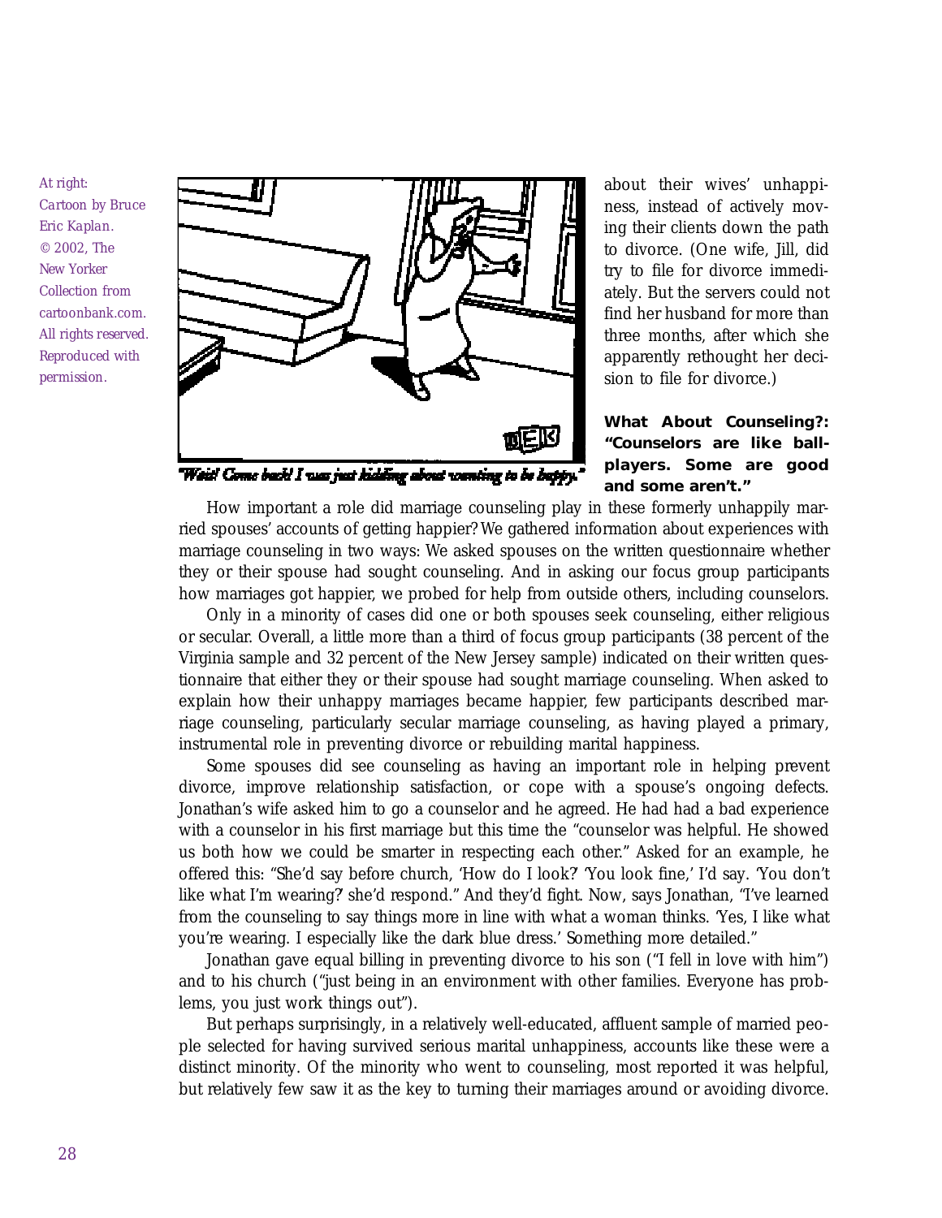At right: Cartoon by Bruce Eric Kaplan. © 2002, The New Yorker Collection from cartoonbank.com. All rights reserved. Reproduced with permission.

"Wait! Come back! I was just kidding about wanting to be happy."

about their wives' unhappiness, instead of actively moving their clients down the path to divorce. (One wife, Jill, did try to file for divorce immediately. But the servers could not find her husband for more than three months, after which she apparently rethought her decision to file for divorce.)

**What About Counseling?: "Counselors are like ballplayers. Some are good and some aren't."**

How important a role did marriage counseling play in these formerly unhappily married spouses' accounts of getting happier? We gathered information about experiences with marriage counseling in two ways: We asked spouses on the written questionnaire whether they or their spouse had sought counseling. And in asking our focus group participants how marriages got happier, we probed for help from outside others, including counselors.

Only in a minority of cases did one or both spouses seek counseling, either religious or secular. Overall, a little more than a third of focus group participants (38 percent of the Virginia sample and 32 percent of the New Jersey sample) indicated on their written questionnaire that either they or their spouse had sought marriage counseling. When asked to explain how their unhappy marriages became happier, few participants described marriage counseling, particularly secular marriage counseling, as having played a primary, instrumental role in preventing divorce or rebuilding marital happiness.

Some spouses did see counseling as having an important role in helping prevent divorce, improve relationship satisfaction, or cope with a spouse's ongoing defects. Jonathan's wife asked him to go a counselor and he agreed. He had had a bad experience with a counselor in his first marriage but this time the "counselor was helpful. He showed us both how we could be smarter in respecting each other." Asked for an example, he offered this: "She'd say before church, 'How do I look?' 'You look fine,' I'd say. 'You don't like what I'm wearing?' she'd respond." And they'd fight. Now, says Jonathan, "I've learned from the counseling to say things more in line with what a woman thinks. 'Yes, I like what you're wearing. I especially like the dark blue dress.' Something more detailed."

Jonathan gave equal billing in preventing divorce to his son ("I fell in love with him") and to his church ("just being in an environment with other families. Everyone has problems, you just work things out").

But perhaps surprisingly, in a relatively well-educated, affluent sample of married people selected for having survived serious marital unhappiness, accounts like these were a distinct minority. Of the minority who went to counseling, most reported it was helpful, but relatively few saw it as the key to turning their marriages around or avoiding divorce.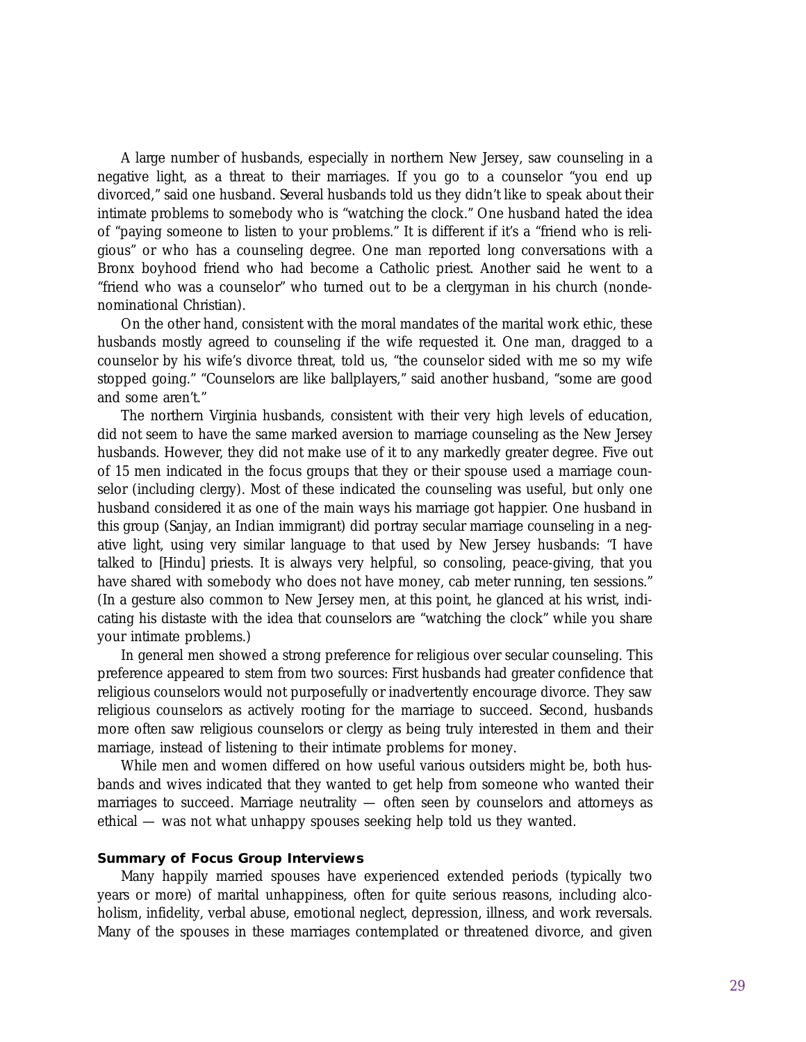A large number of husbands, especially in northern New Jersey, saw counseling in a negative light, as a threat to their marriages. If you go to a counselor "you end up divorced," said one husband. Several husbands told us they didn't like to speak about their intimate problems to somebody who is "watching the clock." One husband hated the idea of "paying someone to listen to your problems." It is different if it's a "friend who is religious" or who has a counseling degree. One man reported long conversations with a Bronx boyhood friend who had become a Catholic priest. Another said he went to a "friend who was a counselor" who turned out to be a clergyman in his church (nondenominational Christian).

On the other hand, consistent with the moral mandates of the marital work ethic, these husbands mostly agreed to counseling if the wife requested it. One man, dragged to a counselor by his wife's divorce threat, told us, "the counselor sided with me so my wife stopped going." "Counselors are like ballplayers," said another husband, "some are good and some aren't."

The northern Virginia husbands, consistent with their very high levels of education, did not seem to have the same marked aversion to marriage counseling as the New Jersey husbands. However, they did not make use of it to any markedly greater degree. Five out of 15 men indicated in the focus groups that they or their spouse used a marriage counselor (including clergy). Most of these indicated the counseling was useful, but only one husband considered it as one of the main ways his marriage got happier. One husband in this group (Sanjay, an Indian immigrant) did portray secular marriage counseling in a negative light, using very similar language to that used by New Jersey husbands: "I have talked to [Hindu] priests. It is always very helpful, so consoling, peace-giving, that you have shared with somebody who does not have money, cab meter running, ten sessions." (In a gesture also common to New Jersey men, at this point, he glanced at his wrist, indicating his distaste with the idea that counselors are "watching the clock" while you share your intimate problems.)

In general men showed a strong preference for religious over secular counseling. This preference appeared to stem from two sources: First husbands had greater confidence that religious counselors would not purposefully or inadvertently encourage divorce. They saw religious counselors as actively rooting for the marriage to succeed. Second, husbands more often saw religious counselors or clergy as being truly interested in them and their marriage, instead of listening to their intimate problems for money.

While men and women differed on how useful various outsiders might be, both husbands and wives indicated that they wanted to get help from someone who wanted their marriages to succeed. Marriage neutrality — often seen by counselors and attorneys as ethical — was not what unhappy spouses seeking help told us they wanted.

### Summary of Focus Group Interviews

Many happily married spouses have experienced extended periods (typically two years or more) of marital unhappiness, often for quite serious reasons, including alcoholism, infidelity, verbal abuse, emotional neglect, depression, illness, and work reversals. Many of the spouses in these marriages contemplated or threatened divorce, and given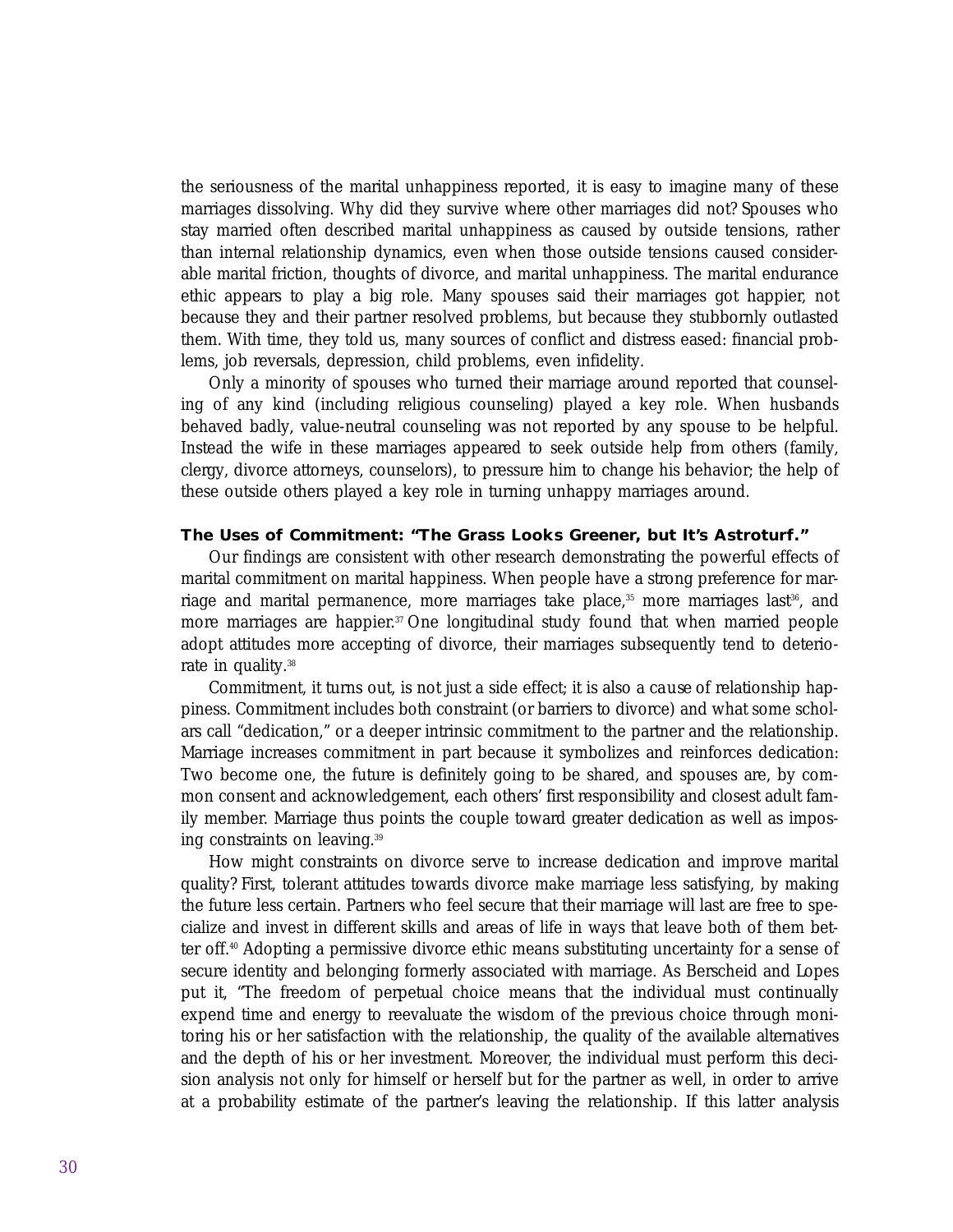the seriousness of the marital unhappiness reported, it is easy to imagine many of these marriages dissolving. Why did they survive where other marriages did not? Spouses who stay married often described marital unhappiness as caused by outside tensions, rather than internal relationship dynamics, even when those outside tensions caused considerable marital friction, thoughts of divorce, and marital unhappiness. The marital endurance ethic appears to play a big role. Many spouses said their marriages got happier, not because they and their partner resolved problems, but because they stubbornly outlasted them. With time, they told us, many sources of conflict and distress eased: financial problems, job reversals, depression, child problems, even infidelity.

Only a minority of spouses who turned their marriage around reported that counseling of any kind (including religious counseling) played a key role. When husbands behaved badly, value-neutral counseling was not reported by any spouse to be helpful. Instead the wife in these marriages appeared to seek outside help from others (family, clergy, divorce attorneys, counselors), to pressure him to change his behavior; the help of these outside others played a key role in turning unhappy marriages around.

**The Uses of Commitment: "The Grass Looks Greener, but It's Astroturf."**

Our findings are consistent with other research demonstrating the powerful effects of marital commitment on marital happiness. When people have a strong preference for marriage and marital permanence, more marriages take place,[35] more marriages last[36], and more marriages are happier.[37] One longitudinal study found that when married people adopt attitudes more accepting of divorce, their marriages subsequently tend to deteriorate in quality.[38]

Commitment, it turns out, is not just a side effect; it is also a *cause* of relationship happiness. Commitment includes both constraint (or barriers to divorce) and what some scholars call "dedication," or a deeper intrinsic commitment to the partner and the relationship. Marriage increases commitment in part because it symbolizes and reinforces dedication: Two become one, the future is definitely going to be shared, and spouses are, by common consent and acknowledgement, each others' first responsibility and closest adult family member. Marriage thus points the couple toward greater dedication as well as imposing constraints on leaving.[39]

How might constraints on divorce serve to increase dedication and improve marital quality? First, tolerant attitudes towards divorce make marriage less satisfying, by making the future less certain. Partners who feel secure that their marriage will last are free to specialize and invest in different skills and areas of life in ways that leave both of them better off.[40] Adopting a permissive divorce ethic means substituting uncertainty for a sense of secure identity and belonging formerly associated with marriage. As Berscheid and Lopes put it, "The freedom of perpetual choice means that the individual must continually expend time and energy to reevaluate the wisdom of the previous choice through monitoring his or her satisfaction with the relationship, the quality of the available alternatives and the depth of his or her investment. Moreover, the individual must perform this decision analysis not only for himself or herself but for the partner as well, in order to arrive at a probability estimate of the partner's leaving the relationship. If this latter analysis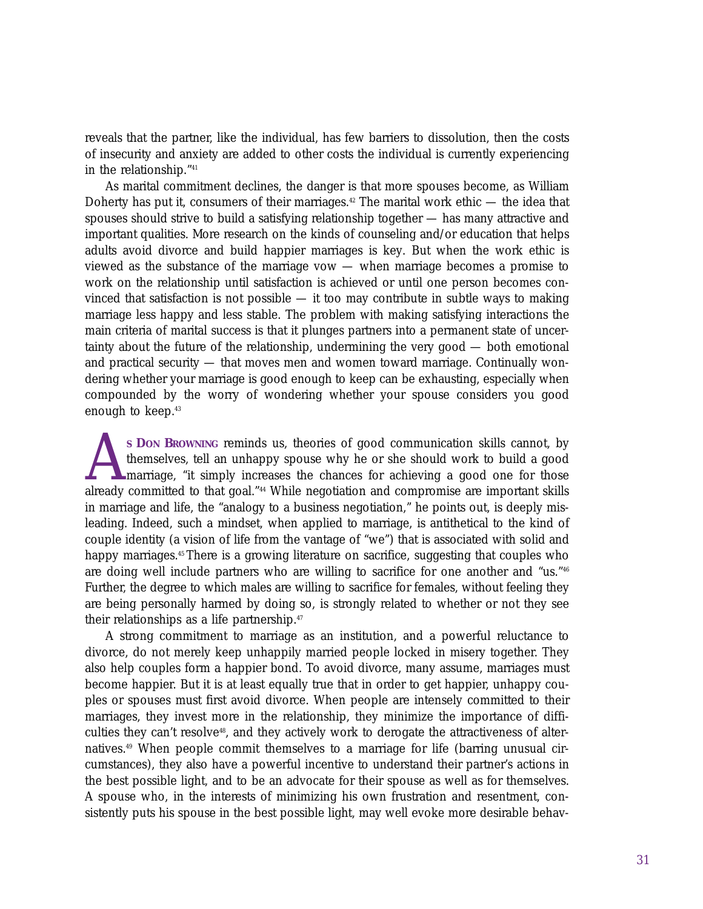reveals that the partner, like the individual, has few barriers to dissolution, then the costs of insecurity and anxiety are added to other costs the individual is currently experiencing in the relationship."[41]

As marital commitment declines, the danger is that more spouses become, as William Doherty has put it, consumers of their marriages.[42] The marital work ethic — the idea that spouses should strive to build a satisfying relationship together — has many attractive and important qualities. More research on the kinds of counseling and/or education that helps adults avoid divorce and build happier marriages is key. But when the work ethic is viewed as the substance of the marriage vow — when marriage becomes a promise to work on the relationship until satisfaction is achieved or until one person becomes convinced that satisfaction is not possible — it too may contribute in subtle ways to making marriage less happy and less stable. The problem with making satisfying interactions the main criteria of marital success is that it plunges partners into a permanent state of uncertainty about the future of the relationship, undermining the very good — both emotional and practical security — that moves men and women toward marriage. Continually wondering whether your marriage is good enough to keep can be exhausting, especially when compounded by the worry of wondering whether your spouse considers you good enough to keep.[43]

As Don Browning reminds us, theories of good communication skills cannot, by themselves, tell an unhappy spouse why he or she should work to build a good marriage, "it simply increases the chances for achieving a good one for those already committed to that goal."[44] While negotiation and compromise are important skills in marriage and life, the "analogy to a business negotiation," he points out, is deeply misleading. Indeed, such a mindset, when applied to marriage, is antithetical to the kind of couple identity (a vision of life from the vantage of "we") that is associated with solid and happy marriages.[45] There is a growing literature on sacrifice, suggesting that couples who are doing well include partners who are willing to sacrifice for one another and "us."[46] Further, the degree to which males are willing to sacrifice for females, without feeling they are being personally harmed by doing so, is strongly related to whether or not they see their relationships as a life partnership.[47]

A strong commitment to marriage as an institution, and a powerful reluctance to divorce, do not merely keep unhappily married people locked in misery together. They also help couples form a happier bond. To avoid divorce, many assume, marriages must become happier. But it is at least equally true that in order to get happier, unhappy couples or spouses must first avoid divorce. When people are intensely committed to their marriages, they invest more in the relationship, they minimize the importance of difficulties they can't resolve[48], and they actively work to derogate the attractiveness of alternatives.[49] When people commit themselves to a marriage for life (barring unusual circumstances), they also have a powerful incentive to understand their partner's actions in the best possible light, and to be an advocate for their spouse as well as for themselves. A spouse who, in the interests of minimizing his own frustration and resentment, consistently puts his spouse in the best possible light, may well evoke more desirable behav-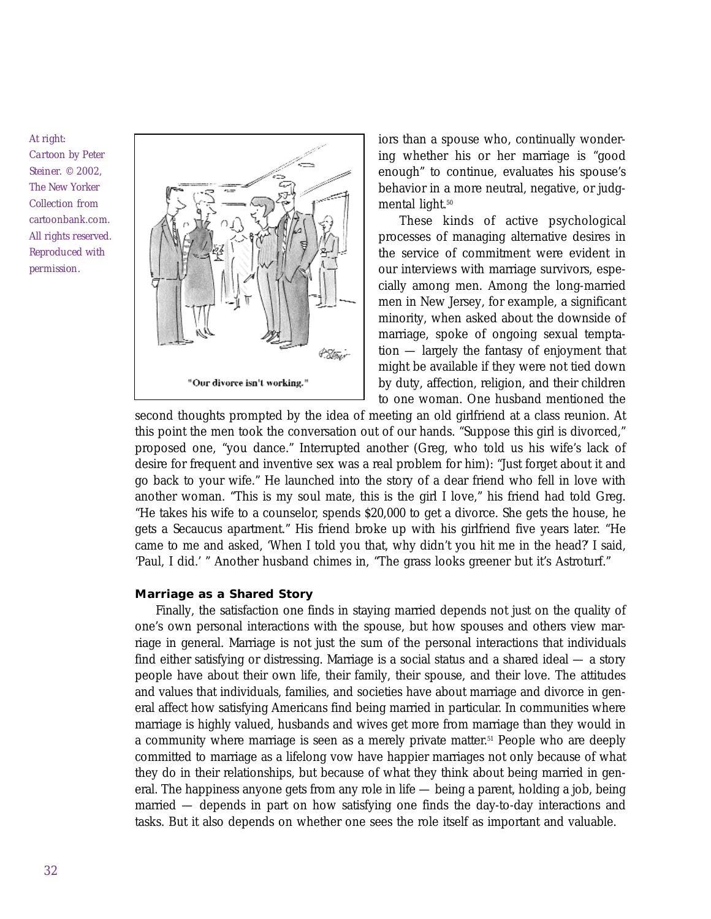At right: Cartoon by Peter Steiner. © 2002, The New Yorker Collection from cartoonbank.com. All rights reserved. Reproduced with permission.

"Our divorce isn't working."

iors than a spouse who, continually wondering whether his or her marriage is "good enough" to continue, evaluates his spouse's behavior in a more neutral, negative, or judgmental light.[50]

These kinds of active psychological processes of managing alternative desires in the service of commitment were evident in our interviews with marriage survivors, especially among men. Among the long-married men in New Jersey, for example, a significant minority, when asked about the downside of marriage, spoke of ongoing sexual temptation — largely the fantasy of enjoyment that might be available if they were not tied down by duty, affection, religion, and their children to one woman. One husband mentioned the second thoughts prompted by the idea of meeting an old girlfriend at a class reunion. At this point the men took the conversation out of our hands. "Suppose this girl is divorced," proposed one, "you dance." Interrupted another (Greg, who told us his wife's lack of desire for frequent and inventive sex was a real problem for him): "Just forget about it and go back to your wife." He launched into the story of a dear friend who fell in love with another woman. "This is my soul mate, this is the girl I love," his friend had told Greg. "He takes his wife to a counselor, spends $20,000 to get a divorce. She gets the house, he gets a Secaucus apartment." His friend broke up with his girlfriend five years later. "He came to me and asked, 'When I told you that, why didn't you hit me in the head?' I said, 'Paul, I did.' " Another husband chimes in, "The grass looks greener but it's Astroturf."

### Marriage as a Shared Story

Finally, the satisfaction one finds in staying married depends not just on the quality of one's own personal interactions with the spouse, but how spouses and others view marriage in general. Marriage is not just the sum of the personal interactions that individuals find either satisfying or distressing. Marriage is a social status and a shared ideal — a story people have about their own life, their family, their spouse, and their love. The attitudes and values that individuals, families, and societies have about marriage and divorce in general affect how satisfying Americans find being married in particular. In communities where marriage is highly valued, husbands and wives get more from marriage than they would in a community where marriage is seen as a merely private matter.[51] People who are deeply committed to marriage as a lifelong vow have happier marriages not only because of what they do in their relationships, but because of what they think about being married in general. The happiness anyone gets from any role in life — being a parent, holding a job, being married — depends in part on how satisfying one finds the day-to-day interactions and tasks. But it also depends on whether one sees the role itself as important and valuable.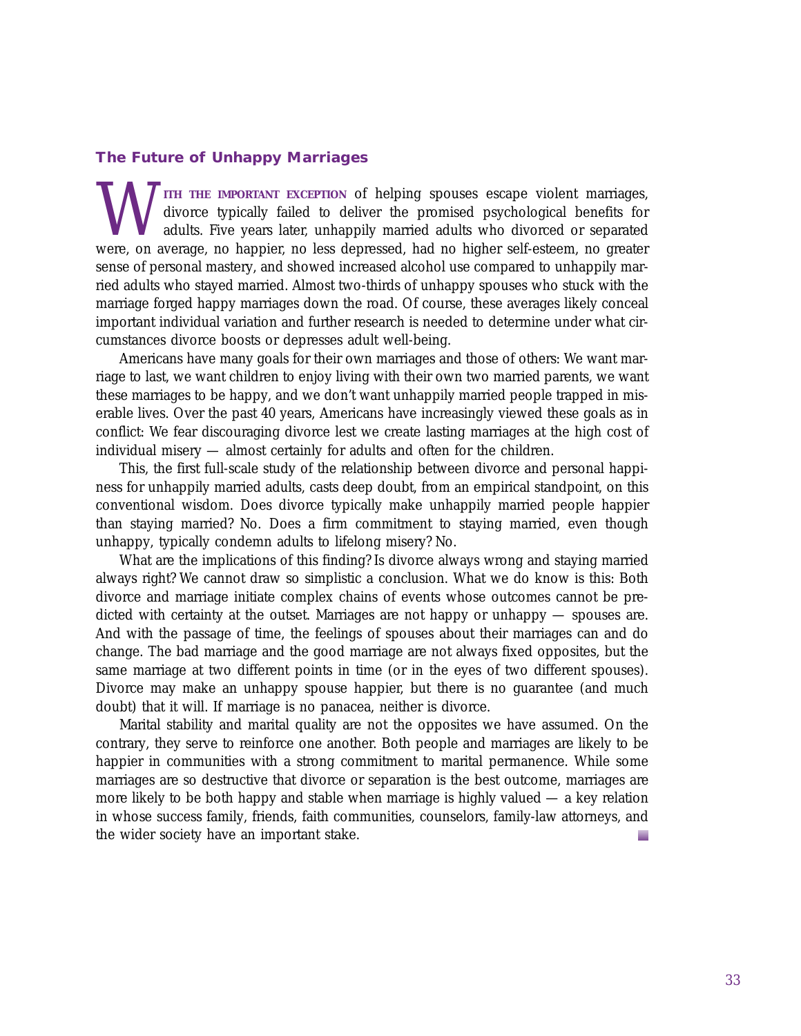## The Future of Unhappy Marriages

**WITH THE IMPORTANT EXCEPTION** of helping spouses escape violent marriages, divorce typically failed to deliver the promised psychological benefits for adults. Five years later, unhappily married adults who divorced or separated were, on average, no happier, no less depressed, had no higher self-esteem, no greater sense of personal mastery, and showed increased alcohol use compared to unhappily married adults who stayed married. Almost two-thirds of unhappy spouses who stuck with the marriage forged happy marriages down the road. Of course, these averages likely conceal important individual variation and further research is needed to determine under what circumstances divorce boosts or depresses adult well-being.

Americans have many goals for their own marriages and those of others: We want marriage to last, we want children to enjoy living with their own two married parents, we want these marriages to be happy, and we don't want unhappily married people trapped in miserable lives. Over the past 40 years, Americans have increasingly viewed these goals as in conflict: We fear discouraging divorce lest we create lasting marriages at the high cost of individual misery — almost certainly for adults and often for the children.

This, the first full-scale study of the relationship between divorce and personal happiness for unhappily married adults, casts deep doubt, from an empirical standpoint, on this conventional wisdom. Does divorce typically make unhappily married people happier than staying married? No. Does a firm commitment to staying married, even though unhappy, typically condemn adults to lifelong misery? No.

What are the implications of this finding? Is divorce always wrong and staying married always right? We cannot draw so simplistic a conclusion. What we do know is this: Both divorce and marriage initiate complex chains of events whose outcomes cannot be predicted with certainty at the outset. Marriages are not happy or unhappy — spouses are. And with the passage of time, the feelings of spouses about their marriages can and do change. The bad marriage and the good marriage are not always fixed opposites, but the same marriage at two different points in time (or in the eyes of two different spouses). Divorce may make an unhappy spouse happier, but there is no guarantee (and much doubt) that it will. If marriage is no panacea, neither is divorce.

Marital stability and marital quality are not the opposites we have assumed. On the contrary, they serve to reinforce one another. Both people and marriages are likely to be happier in communities with a strong commitment to marital permanence. While some marriages are so destructive that divorce or separation is the best outcome, marriages are more likely to be both happy and stable when marriage is highly valued — a key relation in whose success family, friends, faith communities, counselors, family-law attorneys, and the wider society have an important stake.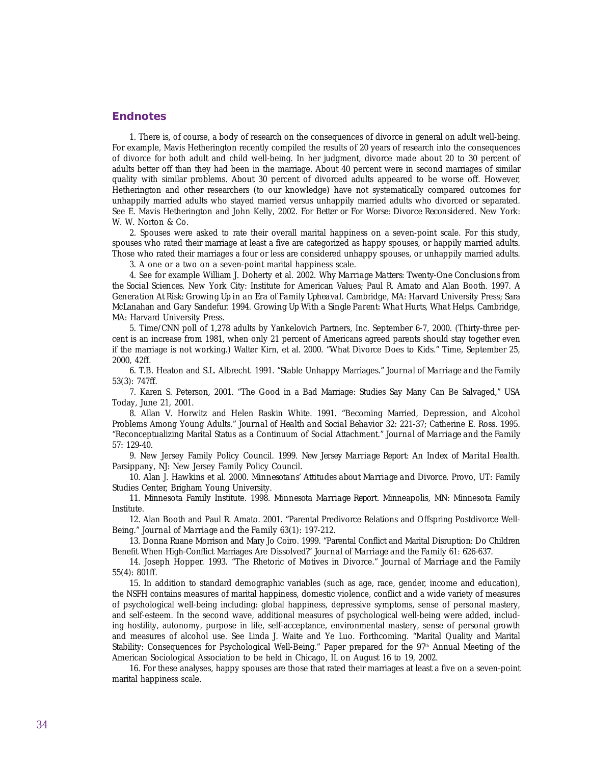## Endnotes

1. There is, of course, a body of research on the consequences of divorce in general on adult well-being. For example, Mavis Hetherington recently compiled the results of 20 years of research into the consequences of divorce for both adult and child well-being. In her judgment, divorce made about 20 to 30 percent of adults better off than they had been in the marriage. About 40 percent were in second marriages of similar quality with similar problems. About 30 percent of divorced adults appeared to be worse off. However, Hetherington and other researchers (to our knowledge) have not systematically compared outcomes for unhappily married adults who stayed married versus unhappily married adults who divorced or separated. See E. Mavis Hetherington and John Kelly, 2002. *For Better or For Worse: Divorce Reconsidered*. New York: W. W. Norton & Co.

2. Spouses were asked to rate their overall marital happiness on a seven-point scale. For this study, spouses who rated their marriage at least a five are categorized as happy spouses, or happily married adults. Those who rated their marriages a four or less are considered unhappy spouses, or unhappily married adults.

3. A one or a two on a seven-point marital happiness scale.

4. See for example William J. Doherty et al. 2002. *Why Marriage Matters: Twenty-One Conclusions from the Social Sciences*. New York City: Institute for American Values; Paul R. Amato and Alan Booth. 1997. *A Generation At Risk: Growing Up in an Era of Family Upheaval*. Cambridge, MA: Harvard University Press; Sara McLanahan and Gary Sandefur. 1994. *Growing Up With a Single Parent: What Hurts, What Helps*. Cambridge, MA: Harvard University Press.

5. Time/CNN poll of 1,278 adults by Yankelovich Partners, Inc. September 6-7, 2000. (Thirty-three percent is an increase from 1981, when only 21 percent of Americans agreed parents should stay together even if the marriage is not working.) Walter Kirn, et al. 2000. "What Divorce Does to Kids." *Time*, September 25, 2000, 42ff.

6. T.B. Heaton and S.L. Albrecht. 1991. "Stable Unhappy Marriages." *Journal of Marriage and the Family* 53(3): 747ff.

7. Karen S. Peterson, 2001. "The Good in a Bad Marriage: Studies Say Many Can Be Salvaged," *USA Today*, June 21, 2001.

8. Allan V. Horwitz and Helen Raskin White. 1991. "Becoming Married, Depression, and Alcohol Problems Among Young Adults." *Journal of Health and Social Behavior* 32: 221-37; Catherine E. Ross. 1995. "Reconceptualizing Marital Status as a Continuum of Social Attachment." *Journal of Marriage and the Family* 57: 129-40.

9. New Jersey Family Policy Council. 1999. *New Jersey Marriage Report: An Index of Marital Health*. Parsippany, NJ: New Jersey Family Policy Council.

10. Alan J. Hawkins et al. 2000. *Minnesotans' Attitudes about Marriage and Divorce*. Provo, UT: Family Studies Center, Brigham Young University.

11. Minnesota Family Institute. 1998. *Minnesota Marriage Report*. Minneapolis, MN: Minnesota Family Institute.

12. Alan Booth and Paul R. Amato. 2001. "Parental Predivorce Relations and Offspring Postdivorce Well-Being." *Journal of Marriage and the Family* 63(1): 197-212.

13. Donna Ruane Morrison and Mary Jo Coiro. 1999. "Parental Conflict and Marital Disruption: Do Children Benefit When High-Conflict Marriages Are Dissolved?" *Journal of Marriage and the Family* 61: 626-637.

14. Joseph Hopper. 1993. "The Rhetoric of Motives in Divorce." *Journal of Marriage and the Family* 55(4): 801ff.

15. In addition to standard demographic variables (such as age, race, gender, income and education), the NSFH contains measures of marital happiness, domestic violence, conflict and a wide variety of measures of psychological well-being including: global happiness, depressive symptoms, sense of personal mastery, and self-esteem. In the second wave, additional measures of psychological well-being were added, including hostility, autonomy, purpose in life, self-acceptance, environmental mastery, sense of personal growth and measures of alcohol use. See Linda J. Waite and Ye Luo. Forthcoming. "Marital Quality and Marital Stability: Consequences for Psychological Well-Being." Paper prepared for the 97th Annual Meeting of the American Sociological Association to be held in Chicago, IL on August 16 to 19, 2002.

16. For these analyses, happy spouses are those that rated their marriages at least a five on a seven-point marital happiness scale.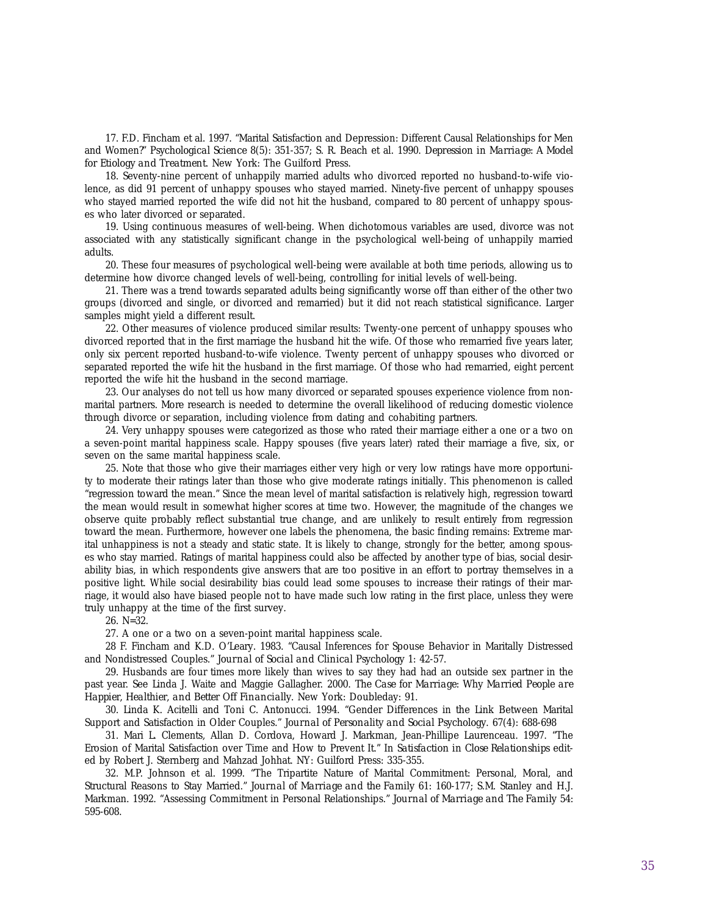17. F.D. Fincham et al. 1997. "Marital Satisfaction and Depression: Different Causal Relationships for Men and Women?" *Psychological Science* 8(5): 351-357; S. R. Beach et al. 1990. *Depression in Marriage: A Model for Etiology and Treatment*. New York: The Guilford Press.

18. Seventy-nine percent of unhappily married adults who divorced reported no husband-to-wife violence, as did 91 percent of unhappy spouses who stayed married. Ninety-five percent of unhappy spouses who stayed married reported the wife did not hit the husband, compared to 80 percent of unhappy spouses who later divorced or separated.

19. Using continuous measures of well-being. When dichotomous variables are used, divorce was not associated with any statistically significant change in the psychological well-being of unhappily married adults.

20. These four measures of psychological well-being were available at both time periods, allowing us to determine how divorce changed levels of well-being, controlling for initial levels of well-being.

21. There was a trend towards separated adults being significantly worse off than either of the other two groups (divorced and single, or divorced and remarried) but it did not reach statistical significance. Larger samples might yield a different result.

22. Other measures of violence produced similar results: Twenty-one percent of unhappy spouses who divorced reported that in the first marriage the husband hit the wife. Of those who remarried five years later, only six percent reported husband-to-wife violence. Twenty percent of unhappy spouses who divorced or separated reported the wife hit the husband in the first marriage. Of those who had remarried, eight percent reported the wife hit the husband in the second marriage.

23. Our analyses do not tell us how many divorced or separated spouses experience violence from non-marital partners. More research is needed to determine the overall likelihood of reducing domestic violence through divorce or separation, including violence from dating and cohabiting partners.

24. Very unhappy spouses were categorized as those who rated their marriage either a one or a two on a seven-point marital happiness scale. Happy spouses (five years later) rated their marriage a five, six, or seven on the same marital happiness scale.

25. Note that those who give their marriages either very high or very low ratings have more opportunity to moderate their ratings later than those who give moderate ratings initially. This phenomenon is called "regression toward the mean." Since the mean level of marital satisfaction is relatively high, regression toward the mean would result in somewhat higher scores at time two. However, the magnitude of the changes we observe quite probably reflect substantial true change, and are unlikely to result entirely from regression toward the mean. Furthermore, however one labels the phenomena, the basic finding remains: Extreme marital unhappiness is not a steady and static state. It is likely to change, strongly for the better, among spouses who stay married. Ratings of marital happiness could also be affected by another type of bias, social desirability bias, in which respondents give answers that are too positive in an effort to portray themselves in a positive light. While social desirability bias could lead some spouses to increase their ratings of their marriage, it would also have biased people not to have made such low rating in the first place, unless they were truly unhappy at the time of the first survey.

26. N=32.

27. A one or a two on a seven-point marital happiness scale.

28 F. Fincham and K.D. O'Leary. 1983. "Causal Inferences for Spouse Behavior in Maritally Distressed and Nondistressed Couples." *Journal of Social and Clinical Psychology* 1: 42-57.

29. Husbands are four times more likely than wives to say they had had an outside sex partner in the past year. See Linda J. Waite and Maggie Gallagher. 2000. *The Case for Marriage: Why Married People are Happier, Healthier, and Better Off Financially*. New York: Doubleday: 91.

30. Linda K. Acitelli and Toni C. Antonucci. 1994. "Gender Differences in the Link Between Marital Support and Satisfaction in Older Couples." *Journal of Personality and Social Psychology*. 67(4): 688-698

31. Mari L. Clements, Allan D. Cordova, Howard J. Markman, Jean-Phillipe Laurenceau. 1997. "The Erosion of Marital Satisfaction over Time and How to Prevent It." In *Satisfaction in Close Relationships* edited by Robert J. Sternberg and Mahzad Johhat. NY: Guilford Press: 335-355.

32. M.P. Johnson et al. 1999. "The Tripartite Nature of Marital Commitment: Personal, Moral, and Structural Reasons to Stay Married." *Journal of Marriage and the Family* 61: 160-177; S.M. Stanley and H.J. Markman. 1992. "Assessing Commitment in Personal Relationships." *Journal of Marriage and The Family* 54: 595-608.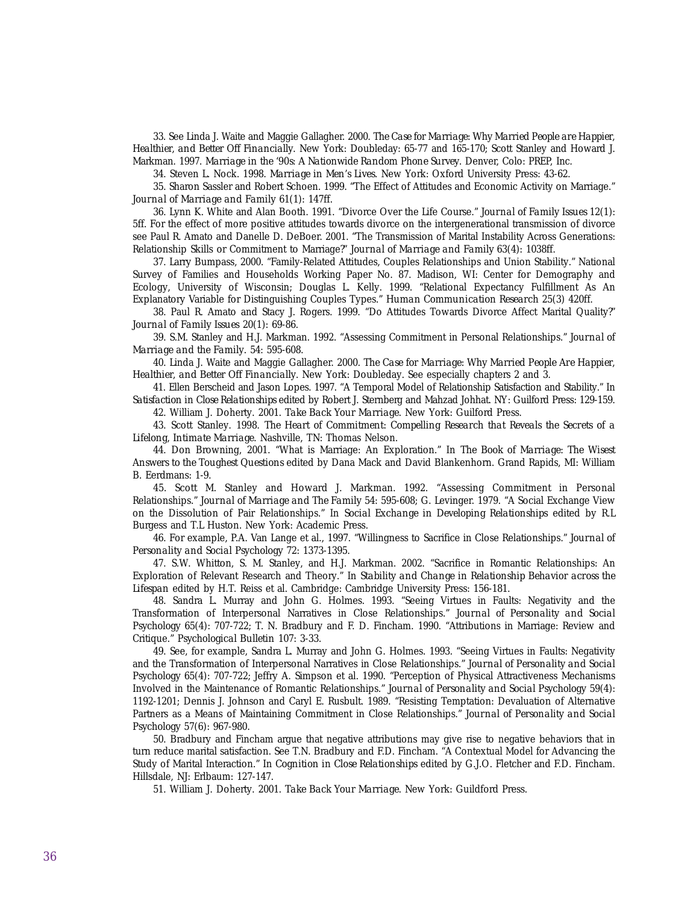33. See Linda J. Waite and Maggie Gallagher. 2000. *The Case for Marriage: Why Married People are Happier, Healthier, and Better Off Financially*. New York: Doubleday: 65-77 and 165-170; Scott Stanley and Howard J. Markman. 1997. *Marriage in the '90s: A Nationwide Random Phone Survey*. Denver, Colo: PREP, Inc.

34. Steven L. Nock. 1998. *Marriage in Men's Lives*. New York: Oxford University Press: 43-62.

35. Sharon Sassler and Robert Schoen. 1999. "The Effect of Attitudes and Economic Activity on Marriage." *Journal of Marriage and Family* 61(1): 147ff.

36. Lynn K. White and Alan Booth. 1991. "Divorce Over the Life Course." *Journal of Family Issues* 12(1): 5ff. For the effect of more positive attitudes towards divorce on the intergenerational transmission of divorce see Paul R. Amato and Danelle D. DeBoer. 2001. "The Transmission of Marital Instability Across Generations: Relationship Skills or Commitment to Marriage?" *Journal of Marriage and Family* 63(4): 1038ff.

37. Larry Bumpass, 2000. "Family-Related Attitudes, Couples Relationships and Union Stability." National Survey of Families and Households Working Paper No. 87. Madison, WI: Center for Demography and Ecology, University of Wisconsin; Douglas L. Kelly. 1999. "Relational Expectancy Fulfillment As An Explanatory Variable for Distinguishing Couples Types." *Human Communication Research* 25(3) 420ff.

38. Paul R. Amato and Stacy J. Rogers. 1999. "Do Attitudes Towards Divorce Affect Marital Quality?" *Journal of Family Issues* 20(1): 69-86.

39. S.M. Stanley and H.J. Markman. 1992. "Assessing Commitment in Personal Relationships." *Journal of Marriage and the Family*. 54: 595-608.

40. Linda J. Waite and Maggie Gallagher. 2000. *The Case for Marriage: Why Married People Are Happier, Healthier, and Better Off Financially*. New York: Doubleday. See especially chapters 2 and 3.

41. Ellen Berscheid and Jason Lopes. 1997. "A Temporal Model of Relationship Satisfaction and Stability." In *Satisfaction in Close Relationships* edited by Robert J. Sternberg and Mahzad Johhat. NY: Guilford Press: 129-159.

42. William J. Doherty. 2001. *Take Back Your Marriage*. New York: Guilford Press.

43. Scott Stanley. 1998. *The Heart of Commitment: Compelling Research that Reveals the Secrets of a Lifelong, Intimate Marriage*. Nashville, TN: Thomas Nelson.

44. Don Browning, 2001. "What is Marriage: An Exploration." In *The Book of Marriage: The Wisest Answers to the Toughest Questions* edited by Dana Mack and David Blankenhorn. Grand Rapids, MI: William B. Eerdmans: 1-9.

45. Scott M. Stanley and Howard J. Markman. 1992. "Assessing Commitment in Personal Relationships." *Journal of Marriage and The Family* 54: 595-608; G. Levinger. 1979. "A Social Exchange View on the Dissolution of Pair Relationships." In *Social Exchange in Developing Relationships* edited by R.L Burgess and T.L Huston. New York: Academic Press.

46. For example, P.A. Van Lange et al., 1997. "Willingness to Sacrifice in Close Relationships." *Journal of Personality and Social Psychology* 72: 1373-1395.

47. S.W. Whitton, S. M. Stanley, and H.J. Markman. 2002. "Sacrifice in Romantic Relationships: An Exploration of Relevant Research and Theory." In *Stability and Change in Relationship Behavior across the Lifespan* edited by H.T. Reiss et al. Cambridge: Cambridge University Press: 156-181.

48. Sandra L. Murray and John G. Holmes. 1993. "Seeing Virtues in Faults: Negativity and the Transformation of Interpersonal Narratives in Close Relationships." *Journal of Personality and Social Psychology* 65(4): 707-722; T. N. Bradbury and F. D. Fincham. 1990. "Attributions in Marriage: Review and Critique." *Psychological Bulletin* 107: 3-33.

49. See, for example, Sandra L. Murray and John G. Holmes. 1993. "Seeing Virtues in Faults: Negativity and the Transformation of Interpersonal Narratives in Close Relationships." *Journal of Personality and Social Psychology* 65(4): 707-722; Jeffry A. Simpson et al. 1990. "Perception of Physical Attractiveness Mechanisms Involved in the Maintenance of Romantic Relationships." *Journal of Personality and Social Psychology* 59(4): 1192-1201; Dennis J. Johnson and Caryl E. Rusbult. 1989. "Resisting Temptation: Devaluation of Alternative Partners as a Means of Maintaining Commitment in Close Relationships." *Journal of Personality and Social Psychology* 57(6): 967-980.

50. Bradbury and Fincham argue that negative attributions may give rise to negative behaviors that in turn reduce marital satisfaction. See T.N. Bradbury and F.D. Fincham. "A Contextual Model for Advancing the Study of Marital Interaction." In *Cognition in Close Relationships* edited by G.J.O. Fletcher and F.D. Fincham. Hillsdale, NJ: Erlbaum: 127-147.

51. William J. Doherty. 2001. *Take Back Your Marriage*. New York: Guildford Press.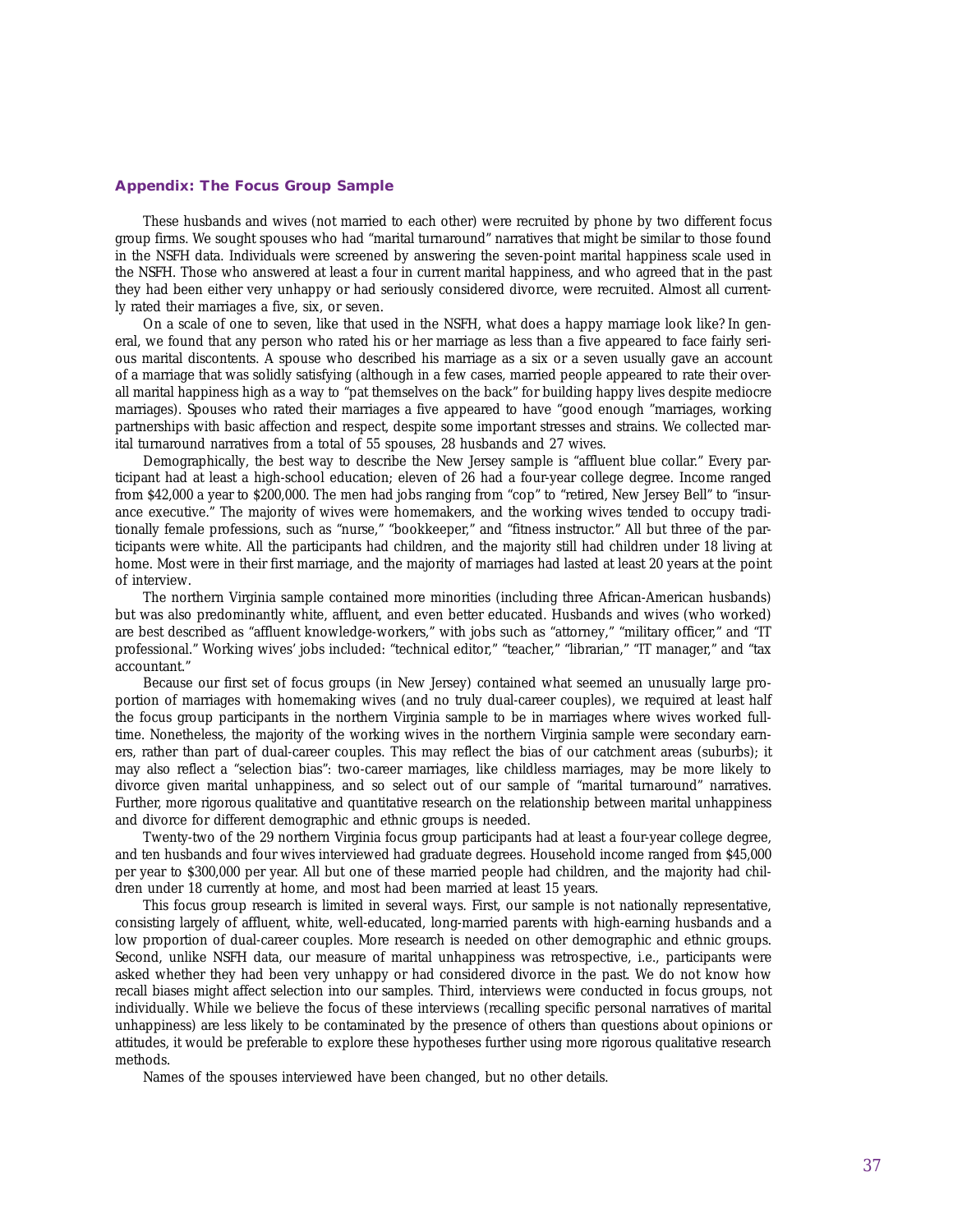## Appendix: The Focus Group Sample

These husbands and wives (not married to each other) were recruited by phone by two different focus group firms. We sought spouses who had "marital turnaround" narratives that might be similar to those found in the NSFH data. Individuals were screened by answering the seven-point marital happiness scale used in the NSFH. Those who answered at least a four in current marital happiness, and who agreed that in the past they had been either very unhappy or had seriously considered divorce, were recruited. Almost all currently rated their marriages a five, six, or seven.

On a scale of one to seven, like that used in the NSFH, what does a happy marriage look like? In general, we found that any person who rated his or her marriage as less than a five appeared to face fairly serious marital discontents. A spouse who described his marriage as a six or a seven usually gave an account of a marriage that was solidly satisfying (although in a few cases, married people appeared to rate their overall marital happiness high as a way to "pat themselves on the back" for building happy lives despite mediocre marriages). Spouses who rated their marriages a five appeared to have "good enough "marriages, working partnerships with basic affection and respect, despite some important stresses and strains. We collected marital turnaround narratives from a total of 55 spouses, 28 husbands and 27 wives.

Demographically, the best way to describe the New Jersey sample is "affluent blue collar." Every participant had at least a high-school education; eleven of 26 had a four-year college degree. Income ranged from $42,000 a year to $200,000. The men had jobs ranging from "cop" to "retired, New Jersey Bell" to "insurance executive." The majority of wives were homemakers, and the working wives tended to occupy traditionally female professions, such as "nurse," "bookkeeper," and "fitness instructor." All but three of the participants were white. All the participants had children, and the majority still had children under 18 living at home. Most were in their first marriage, and the majority of marriages had lasted at least 20 years at the point of interview.

The northern Virginia sample contained more minorities (including three African-American husbands) but was also predominantly white, affluent, and even better educated. Husbands and wives (who worked) are best described as "affluent knowledge-workers," with jobs such as "attorney," "military officer," and "IT professional." Working wives' jobs included: "technical editor," "teacher," "librarian," "IT manager," and "tax accountant."

Because our first set of focus groups (in New Jersey) contained what seemed an unusually large proportion of marriages with homemaking wives (and no truly dual-career couples), we required at least half the focus group participants in the northern Virginia sample to be in marriages where wives worked fulltime. Nonetheless, the majority of the working wives in the northern Virginia sample were secondary earners, rather than part of dual-career couples. This may reflect the bias of our catchment areas (suburbs); it may also reflect a "selection bias": two-career marriages, like childless marriages, may be more likely to divorce given marital unhappiness, and so select out of our sample of "marital turnaround" narratives. Further, more rigorous qualitative and quantitative research on the relationship between marital unhappiness and divorce for different demographic and ethnic groups is needed.

Twenty-two of the 29 northern Virginia focus group participants had at least a four-year college degree, and ten husbands and four wives interviewed had graduate degrees. Household income ranged from $45,000 per year to $300,000 per year. All but one of these married people had children, and the majority had children under 18 currently at home, and most had been married at least 15 years.

This focus group research is limited in several ways. First, our sample is not nationally representative, consisting largely of affluent, white, well-educated, long-married parents with high-earning husbands and a low proportion of dual-career couples. More research is needed on other demographic and ethnic groups. Second, unlike NSFH data, our measure of marital unhappiness was retrospective, i.e., participants were asked whether they had been very unhappy or had considered divorce in the past. We do not know how recall biases might affect selection into our samples. Third, interviews were conducted in focus groups, not individually. While we believe the focus of these interviews (recalling specific personal narratives of marital unhappiness) are less likely to be contaminated by the presence of others than questions about opinions or attitudes, it would be preferable to explore these hypotheses further using more rigorous qualitative research methods.

Names of the spouses interviewed have been changed, but no other details.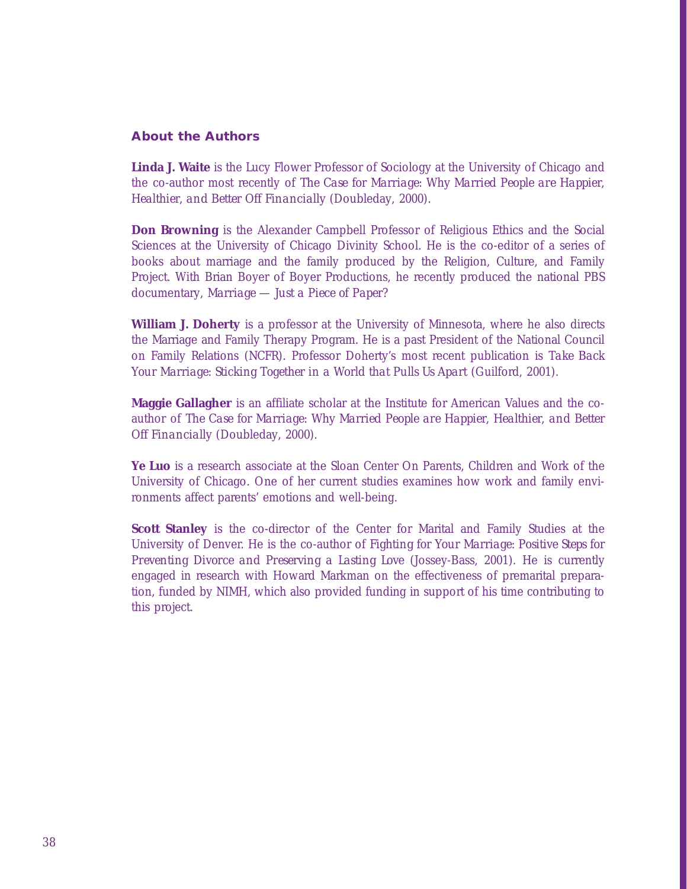## About the Authors

**Linda J. Waite** is the Lucy Flower Professor of Sociology at the University of Chicago and the co-author most recently of *The Case for Marriage: Why Married People are Happier, Healthier, and Better Off Financially* (Doubleday, 2000).

**Don Browning** is the Alexander Campbell Professor of Religious Ethics and the Social Sciences at the University of Chicago Divinity School. He is the co-editor of a series of books about marriage and the family produced by the Religion, Culture, and Family Project. With Brian Boyer of Boyer Productions, he recently produced the national PBS documentary, *Marriage — Just a Piece of Paper?*

**William J. Doherty** is a professor at the University of Minnesota, where he also directs the Marriage and Family Therapy Program. He is a past President of the National Council on Family Relations (NCFR). Professor Doherty's most recent publication is *Take Back Your Marriage: Sticking Together in a World that Pulls Us Apart* (Guilford, 2001).

**Maggie Gallagher** is an affiliate scholar at the Institute for American Values and the co-author of *The Case for Marriage: Why Married People are Happier, Healthier, and Better Off Financially* (Doubleday, 2000).

**Ye Luo** is a research associate at the Sloan Center On Parents, Children and Work of the University of Chicago. One of her current studies examines how work and family environments affect parents' emotions and well-being.

**Scott Stanley** is the co-director of the Center for Marital and Family Studies at the University of Denver. He is the co-author of *Fighting for Your Marriage: Positive Steps for Preventing Divorce and Preserving a Lasting Love* (Jossey-Bass, 2001). He is currently engaged in research with Howard Markman on the effectiveness of premarital preparation, funded by NIMH, which also provided funding in support of his time contributing to this project.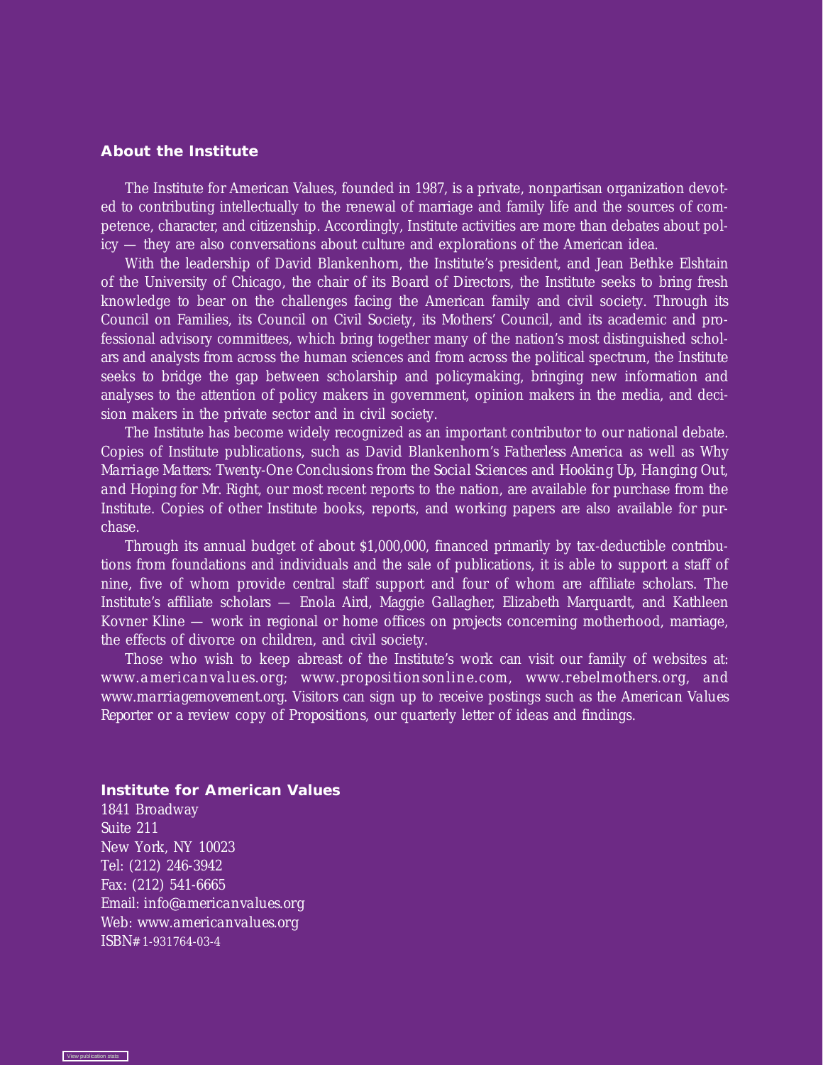## About the Institute

The Institute for American Values, founded in 1987, is a private, nonpartisan organization devoted to contributing intellectually to the renewal of marriage and family life and the sources of competence, character, and citizenship. Accordingly, Institute activities are more than debates about policy — they are also conversations about culture and explorations of the American idea.

With the leadership of David Blankenhorn, the Institute's president, and Jean Bethke Elshtain of the University of Chicago, the chair of its Board of Directors, the Institute seeks to bring fresh knowledge to bear on the challenges facing the American family and civil society. Through its Council on Families, its Council on Civil Society, its Mothers' Council, and its academic and professional advisory committees, which bring together many of the nation's most distinguished scholars and analysts from across the human sciences and from across the political spectrum, the Institute seeks to bridge the gap between scholarship and policymaking, bringing new information and analyses to the attention of policy makers in government, opinion makers in the media, and decision makers in the private sector and in civil society.

The Institute has become widely recognized as an important contributor to our national debate. Copies of Institute publications, such as David Blankenhorn's *Fatherless America* as well as *Why Marriage Matters: Twenty-One Conclusions from the Social Sciences* and *Hooking Up, Hanging Out, and Hoping for Mr. Right*, our most recent reports to the nation, are available for purchase from the Institute. Copies of other Institute books, reports, and working papers are also available for purchase.

Through its annual budget of about $1,000,000, financed primarily by tax-deductible contributions from foundations and individuals and the sale of publications, it is able to support a staff of nine, five of whom provide central staff support and four of whom are affiliate scholars. The Institute's affiliate scholars — Enola Aird, Maggie Gallagher, Elizabeth Marquardt, and Kathleen Kovner Kline — work in regional or home offices on projects concerning motherhood, marriage, the effects of divorce on children, and civil society.

Those who wish to keep abreast of the Institute's work can visit our family of websites at: www.americanvalues.org; www.propositionsonline.com, www.rebelmothers.org, and www.marriagemovement.org. Visitors can sign up to receive postings such as the *American Values Reporter* or a review copy of *Propositions*, our quarterly letter of ideas and findings.

**Institute for American Values**
1841 Broadway
Suite 211
New York, NY 10023
Tel: (212) 246-3942
Fax: (212) 541-6665
Email: info@americanvalues.org
Web: www.americanvalues.org
ISBN# 1-931764-03-4